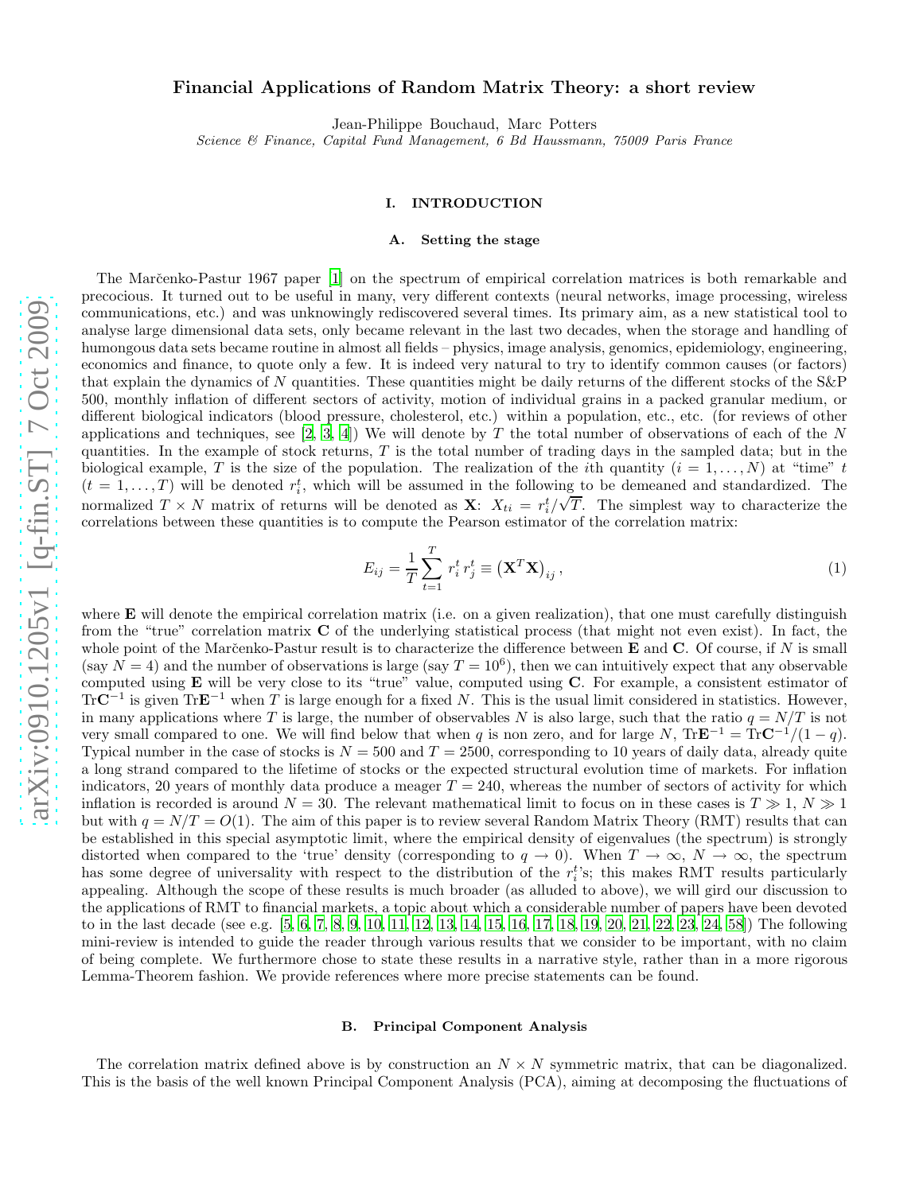# Financial Applications of Random Matrix Theory: a short review

Jean-Philippe Bouchaud, Marc Potters

*Science & Finance, Capital Fund Management, 6 Bd Haussmann, 75009 Paris France*

## I. INTRODUCTION

### A. Setting the stage

The Marčenko-Pastur 1967 paper [1] on the spectrum of empirical correlation matrices is both remarkable and precocious. It turned out to be useful in many, very different contexts (neural networks, image processing, wireless communications, etc.) and was unknowingly rediscovered several times. Its primary aim, as a new statistical tool to analyse large dimensional data sets, only became relevant in the last two decades, when the storage and handling of humongous data sets became routine in almost all fields – physics, image analysis, genomics, epidemiology, engineering, economics and finance, to quote only a few. It is indeed very natural to try to identify common causes (or factors) that explain the dynamics of $N$ quantities. These quantities might be daily returns of the different stocks of the S&P 500, monthly inflation of different sectors of activity, motion of individual grains in a packed granular medium, or different biological indicators (blood pressure, cholesterol, etc.) within a population, etc., etc. (for reviews of other applications and techniques, see [2, 3, 4]) We will denote by $T$ the total number of observations of each of the $N$ quantities. In the example of stock returns, $T$ is the total number of trading days in the sampled data; but in the biological example, $T$ is the size of the population. The realization of the $i$th quantity ($i = 1, \ldots, N$) at "time" $t$ ($t = 1, \ldots, T$) will be denoted $r_i^t$, which will be assumed in the following to be demeaned and standardized. The normalized $T \times N$ matrix of returns will be denoted as $\mathbf{X}$: $X_{ti} = r_i^t/\sqrt{T}$. The simplest way to characterize the correlations between these quantities is to compute the Pearson estimator of the correlation matrix:

$$E_{ij} = \frac{1}{T}\sum_{t=1}^{T} r_i^t\, r_j^t \equiv \left(\mathbf{X}^T\mathbf{X}\right)_{ij}, \tag{1}$$

where $\mathbf{E}$ will denote the empirical correlation matrix (i.e. on a given realization), that one must carefully distinguish from the "true" correlation matrix $\mathbf{C}$ of the underlying statistical process (that might not even exist). In fact, the whole point of the Marčenko-Pastur result is to characterize the difference between $\mathbf{E}$ and $\mathbf{C}$. Of course, if $N$ is small (say $N = 4$) and the number of observations is large (say $T = 10^6$), then we can intuitively expect that any observable computed using $\mathbf{E}$ will be very close to its "true" value, computed using $\mathbf{C}$. For example, a consistent estimator of $\mathrm{Tr}\mathbf{C}^{-1}$ is given $\mathrm{Tr}\mathbf{E}^{-1}$ when $T$ is large enough for a fixed $N$. This is the usual limit considered in statistics. However, in many applications where $T$ is large, the number of observables $N$ is also large, such that the ratio $q = N/T$ is not very small compared to one. We will find below that when $q$ is non zero, and for large $N$, $\mathrm{Tr}\mathbf{E}^{-1} = \mathrm{Tr}\mathbf{C}^{-1}/(1-q)$. Typical number in the case of stocks is $N = 500$ and $T = 2500$, corresponding to 10 years of daily data, already quite a long strand compared to the lifetime of stocks or the expected structural evolution time of markets. For inflation indicators, 20 years of monthly data produce a meager $T = 240$, whereas the number of sectors of activity for which inflation is recorded is around $N = 30$. The relevant mathematical limit to focus on in these cases is $T \gg 1$, $N \gg 1$ but with $q = N/T = O(1)$. The aim of this paper is to review several Random Matrix Theory (RMT) results that can be established in this special asymptotic limit, where the empirical density of eigenvalues (the spectrum) is strongly distorted when compared to the 'true' density (corresponding to $q \to 0$). When $T \to \infty$, $N \to \infty$, the spectrum has some degree of universality with respect to the distribution of the $r_i^t$'s; this makes RMT results particularly appealing. Although the scope of these results is much broader (as alluded to above), we will gird our discussion to the applications of RMT to financial markets, a topic about which a considerable number of papers have been devoted to in the last decade (see e.g. [5, 6, 7, 8, 9, 10, 11, 12, 13, 14, 15, 16, 17, 18, 19, 20, 21, 22, 23, 24, 58]) The following mini-review is intended to guide the reader through various results that we consider to be important, with no claim of being complete. We furthermore chose to state these results in a narrative style, rather than in a more rigorous Lemma-Theorem fashion. We provide references where more precise statements can be found.

### B. Principal Component Analysis

The correlation matrix defined above is by construction an $N \times N$ symmetric matrix, that can be diagonalized. This is the basis of the well known Principal Component Analysis (PCA), aiming at decomposing the fluctuations of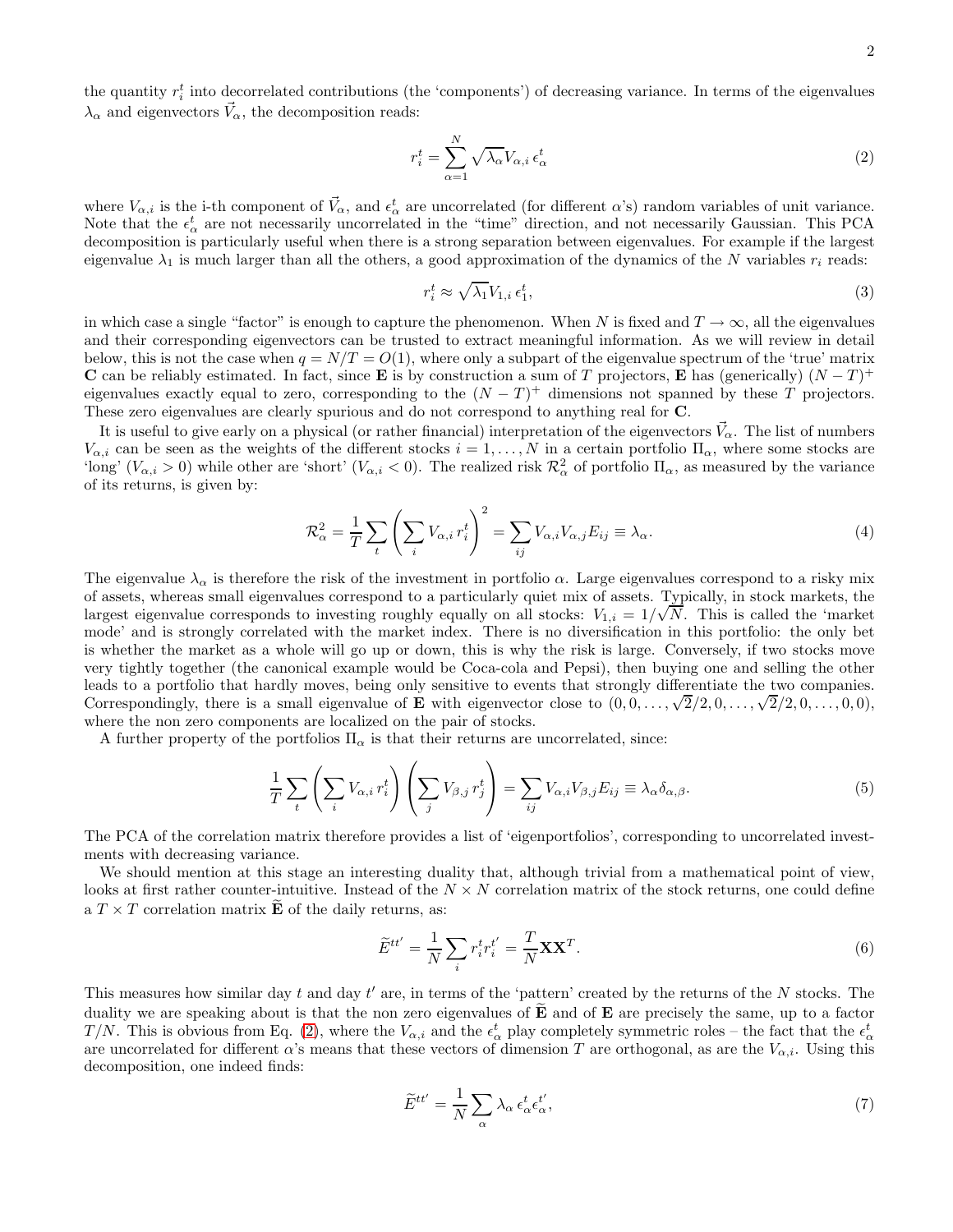the quantity $r_i^t$ into decorrelated contributions (the 'components') of decreasing variance. In terms of the eigenvalues $\lambda_\alpha$ and eigenvectors $\vec{V}_\alpha$, the decomposition reads:

$$r_i^t = \sum_{\alpha=1}^{N} \sqrt{\lambda_\alpha} V_{\alpha,i}\, \epsilon_\alpha^t \tag{2}$$

where $V_{\alpha,i}$ is the i-th component of $\vec{V}_\alpha$, and $\epsilon_\alpha^t$ are uncorrelated (for different $\alpha$'s) random variables of unit variance. Note that the $\epsilon_\alpha^t$ are not necessarily uncorrelated in the "time" direction, and not necessarily Gaussian. This PCA decomposition is particularly useful when there is a strong separation between eigenvalues. For example if the largest eigenvalue $\lambda_1$ is much larger than all the others, a good approximation of the dynamics of the $N$ variables $r_i$ reads:

$$r_i^t \approx \sqrt{\lambda_1} V_{1,i}\, \epsilon_1^t, \tag{3}$$

in which case a single "factor" is enough to capture the phenomenon. When $N$ is fixed and $T \to \infty$, all the eigenvalues and their corresponding eigenvectors can be trusted to extract meaningful information. As we will review in detail below, this is not the case when $q = N/T = O(1)$, where only a subpart of the eigenvalue spectrum of the 'true' matrix $\mathbf{C}$ can be reliably estimated. In fact, since $\mathbf{E}$ is by construction a sum of $T$ projectors, $\mathbf{E}$ has (generically) $(N-T)^+$ eigenvalues exactly equal to zero, corresponding to the $(N-T)^+$ dimensions not spanned by these $T$ projectors. These zero eigenvalues are clearly spurious and do not correspond to anything real for $\mathbf{C}$.

It is useful to give early on a physical (or rather financial) interpretation of the eigenvectors $\vec{V}_\alpha$. The list of numbers $V_{\alpha,i}$ can be seen as the weights of the different stocks $i = 1, \ldots, N$ in a certain portfolio $\Pi_\alpha$, where some stocks are 'long' ($V_{\alpha,i} > 0$) while other are 'short' ($V_{\alpha,i} < 0$). The realized risk $\mathcal{R}_\alpha^2$ of portfolio $\Pi_\alpha$, as measured by the variance of its returns, is given by:

$$\mathcal{R}_\alpha^2 = \frac{1}{T}\sum_t \left(\sum_i V_{\alpha,i}\, r_i^t\right)^2 = \sum_{ij} V_{\alpha,i} V_{\alpha,j} E_{ij} \equiv \lambda_\alpha. \tag{4}$$

The eigenvalue $\lambda_\alpha$ is therefore the risk of the investment in portfolio $\alpha$. Large eigenvalues correspond to a risky mix of assets, whereas small eigenvalues correspond to a particularly quiet mix of assets. Typically, in stock markets, the largest eigenvalue corresponds to investing roughly equally on all stocks: $V_{1,i} = 1/\sqrt{N}$. This is called the 'market mode' and is strongly correlated with the market index. There is no diversification in this portfolio: the only bet is whether the market as a whole will go up or down, this is why the risk is large. Conversely, if two stocks move very tightly together (the canonical example would be Coca-cola and Pepsi), then buying one and selling the other leads to a portfolio that hardly moves, being only sensitive to events that strongly differentiate the two companies. Correspondingly, there is a small eigenvalue of $\mathbf{E}$ with eigenvector close to $(0, 0, \ldots, \sqrt{2}/2, 0, \ldots, \sqrt{2}/2, 0, \ldots, 0, 0)$, where the non zero components are localized on the pair of stocks.

A further property of the portfolios $\Pi_\alpha$ is that their returns are uncorrelated, since:

$$\frac{1}{T}\sum_t \left(\sum_i V_{\alpha,i}\, r_i^t\right)\left(\sum_j V_{\beta,j}\, r_j^t\right) = \sum_{ij} V_{\alpha,i} V_{\beta,j} E_{ij} \equiv \lambda_\alpha \delta_{\alpha,\beta}. \tag{5}$$

The PCA of the correlation matrix therefore provides a list of 'eigenportfolios', corresponding to uncorrelated investments with decreasing variance.

We should mention at this stage an interesting duality that, although trivial from a mathematical point of view, looks at first rather counter-intuitive. Instead of the $N \times N$ correlation matrix of the stock returns, one could define a $T \times T$ correlation matrix $\widetilde{\mathbf{E}}$ of the daily returns, as:

$$\widetilde{E}^{tt'} = \frac{1}{N}\sum_i r_i^t r_i^{t'} = \frac{T}{N}\mathbf{X}\mathbf{X}^T. \tag{6}$$

This measures how similar day $t$ and day $t'$ are, in terms of the 'pattern' created by the returns of the $N$ stocks. The duality we are speaking about is that the non zero eigenvalues of $\widetilde{\mathbf{E}}$ and of $\mathbf{E}$ are precisely the same, up to a factor $T/N$. This is obvious from Eq. (2), where the $V_{\alpha,i}$ and the $\epsilon_\alpha^t$ play completely symmetric roles – the fact that the $\epsilon_\alpha^t$ are uncorrelated for different $\alpha$'s means that these vectors of dimension $T$ are orthogonal, as are the $V_{\alpha,i}$. Using this decomposition, one indeed finds:

$$\widetilde{E}^{tt'} = \frac{1}{N}\sum_\alpha \lambda_\alpha\, \epsilon_\alpha^t \epsilon_\alpha^{t'}, \tag{7}$$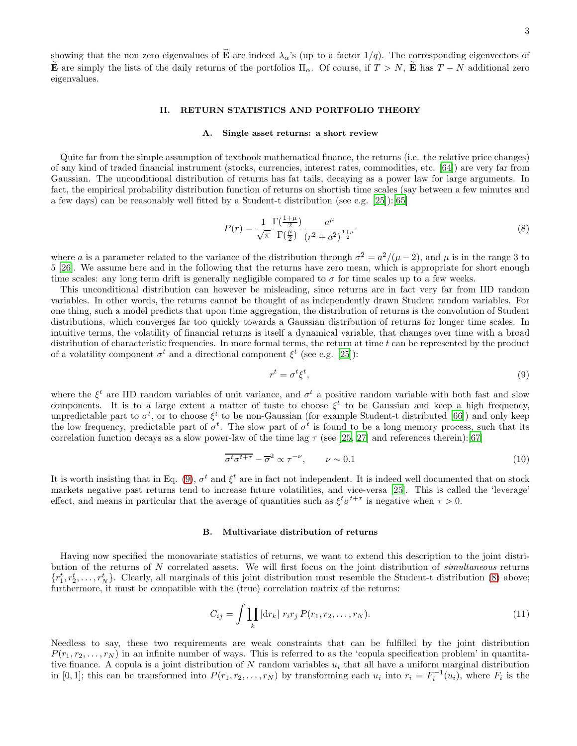showing that the non zero eigenvalues of $\widetilde{\mathbf{E}}$ are indeed $\lambda_\alpha$'s (up to a factor $1/q$). The corresponding eigenvectors of $\widetilde{\mathbf{E}}$ are simply the lists of the daily returns of the portfolios $\Pi_\alpha$. Of course, if $T > N$, $\widetilde{\mathbf{E}}$ has $T - N$ additional zero eigenvalues.

## II. RETURN STATISTICS AND PORTFOLIO THEORY

### A. Single asset returns: a short review

Quite far from the simple assumption of textbook mathematical finance, the returns (i.e. the relative price changes) of any kind of traded financial instrument (stocks, currencies, interest rates, commodities, etc. [64]) are very far from Gaussian. The unconditional distribution of returns has fat tails, decaying as a power law for large arguments. In fact, the empirical probability distribution function of returns on shortish time scales (say between a few minutes and a few days) can be reasonably well fitted by a Student-t distribution (see e.g. [25]):[65]

$$P(r) = \frac{1}{\sqrt{\pi}} \frac{\Gamma(\frac{1+\mu}{2})}{\Gamma(\frac{\mu}{2})} \frac{a^\mu}{(r^2 + a^2)^{\frac{1+\mu}{2}}} \tag{8}$$

where $a$ is a parameter related to the variance of the distribution through $\sigma^2 = a^2/(\mu - 2)$, and $\mu$ is in the range 3 to 5 [26]. We assume here and in the following that the returns have zero mean, which is appropriate for short enough time scales: any long term drift is generally negligible compared to $\sigma$ for time scales up to a few weeks.

This unconditional distribution can however be misleading, since returns are in fact very far from IID random variables. In other words, the returns cannot be thought of as independently drawn Student random variables. For one thing, such a model predicts that upon time aggregation, the distribution of returns is the convolution of Student distributions, which converges far too quickly towards a Gaussian distribution of returns for longer time scales. In intuitive terms, the volatility of financial returns is itself a dynamical variable, that changes over time with a broad distribution of characteristic frequencies. In more formal terms, the return at time $t$ can be represented by the product of a volatility component $\sigma^t$ and a directional component $\xi^t$ (see e.g. [25]):

$$r^t = \sigma^t \xi^t, \tag{9}$$

where the $\xi^t$ are IID random variables of unit variance, and $\sigma^t$ a positive random variable with both fast and slow components. It is to a large extent a matter of taste to choose $\xi^t$ to be Gaussian and keep a high frequency, unpredictable part to $\sigma^t$, or to choose $\xi^t$ to be non-Gaussian (for example Student-t distributed [66]) and only keep the low frequency, predictable part of $\sigma^t$. The slow part of $\sigma^t$ is found to be a long memory process, such that its correlation function decays as a slow power-law of the time lag $\tau$ (see [25, 27] and references therein):[67]

$$\overline{\sigma^t \sigma^{t+\tau}} - \overline{\sigma}^2 \propto \tau^{-\nu}, \qquad \nu \sim 0.1 \tag{10}$$

It is worth insisting that in Eq. (9), $\sigma^t$ and $\xi^t$ are in fact not independent. It is indeed well documented that on stock markets negative past returns tend to increase future volatilities, and vice-versa [25]. This is called the 'leverage' effect, and means in particular that the average of quantities such as $\xi^t \sigma^{t+\tau}$ is negative when $\tau > 0$.

### B. Multivariate distribution of returns

Having now specified the monovariate statistics of returns, we want to extend this description to the joint distribution of the returns of $N$ correlated assets. We will first focus on the joint distribution of *simultaneous* returns $\{r_1^t, r_2^t, \ldots, r_N^t\}$. Clearly, all marginals of this joint distribution must resemble the Student-t distribution (8) above; furthermore, it must be compatible with the (true) correlation matrix of the returns:

$$C_{ij} = \int \prod_k \left[\mathrm{d}r_k\right] \, r_i r_j \, P(r_1, r_2, \ldots, r_N). \tag{11}$$

Needless to say, these two requirements are weak constraints that can be fulfilled by the joint distribution $P(r_1, r_2, \ldots, r_N)$ in an infinite number of ways. This is referred to as the 'copula specification problem' in quantitative finance. A copula is a joint distribution of $N$ random variables $u_i$ that all have a uniform marginal distribution in $[0, 1]$; this can be transformed into $P(r_1, r_2, \ldots, r_N)$ by transforming each $u_i$ into $r_i = F_i^{-1}(u_i)$, where $F_i$ is the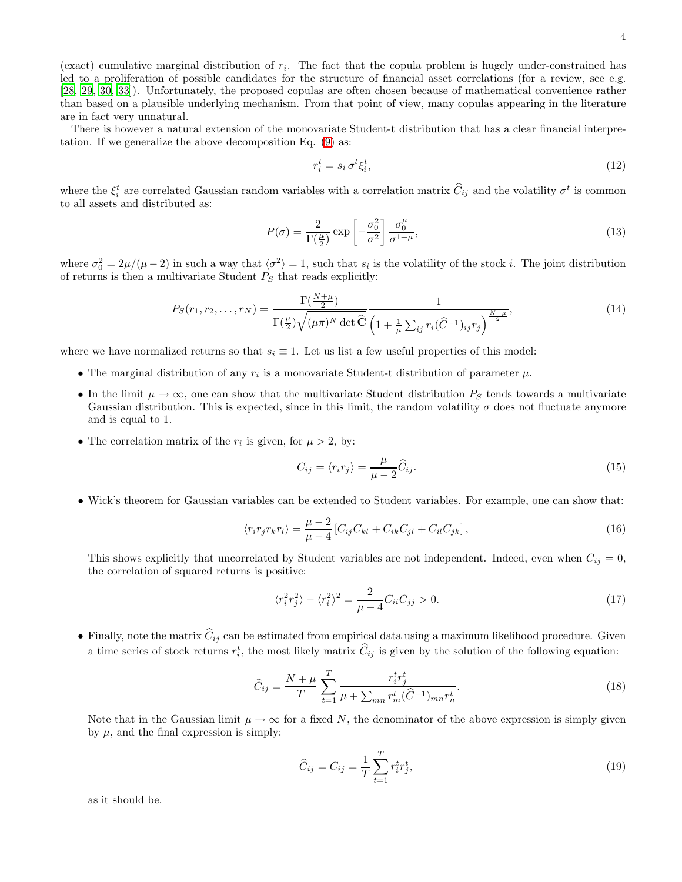(exact) cumulative marginal distribution of $r_i$. The fact that the copula problem is hugely under-constrained has led to a proliferation of possible candidates for the structure of financial asset correlations (for a review, see e.g. [28, 29, 30, 33]). Unfortunately, the proposed copulas are often chosen because of mathematical convenience rather than based on a plausible underlying mechanism. From that point of view, many copulas appearing in the literature are in fact very unnatural.

There is however a natural extension of the monovariate Student-t distribution that has a clear financial interpretation. If we generalize the above decomposition Eq. (9) as:

$$r_i^t = s_i \, \sigma^t \xi_i^t, \tag{12}$$

where the $\xi_i^t$ are correlated Gaussian random variables with a correlation matrix $\widehat{C}_{ij}$ and the volatility $\sigma^t$ is common to all assets and distributed as:

$$P(\sigma) = \frac{2}{\Gamma(\frac{\mu}{2})} \exp\left[-\frac{\sigma_0^2}{\sigma^2}\right] \frac{\sigma_0^\mu}{\sigma^{1+\mu}}, \tag{13}$$

where $\sigma_0^2 = 2\mu/(\mu-2)$ in such a way that $\langle \sigma^2 \rangle = 1$, such that $s_i$ is the volatility of the stock $i$. The joint distribution of returns is then a multivariate Student $P_S$ that reads explicitly:

$$P_S(r_1, r_2, \ldots, r_N) = \frac{\Gamma(\frac{N+\mu}{2})}{\Gamma(\frac{\mu}{2})\sqrt{(\mu\pi)^N \det \widehat{\mathbf{C}}}} \frac{1}{\left(1 + \frac{1}{\mu}\sum_{ij} r_i (\widehat{C}^{-1})_{ij} r_j\right)^{\frac{N+\mu}{2}}}, \tag{14}$$

where we have normalized returns so that $s_i \equiv 1$. Let us list a few useful properties of this model:

- The marginal distribution of any $r_i$ is a monovariate Student-t distribution of parameter $\mu$.
- In the limit $\mu \to \infty$, one can show that the multivariate Student distribution $P_S$ tends towards a multivariate Gaussian distribution. This is expected, since in this limit, the random volatility $\sigma$ does not fluctuate anymore and is equal to 1.
- The correlation matrix of the $r_i$ is given, for $\mu > 2$, by:

$$C_{ij} = \langle r_i r_j \rangle = \frac{\mu}{\mu - 2} \widehat{C}_{ij}. \tag{15}$$

- Wick's theorem for Gaussian variables can be extended to Student variables. For example, one can show that:

$$\langle r_i r_j r_k r_l \rangle = \frac{\mu - 2}{\mu - 4} \left[ C_{ij} C_{kl} + C_{ik} C_{jl} + C_{il} C_{jk} \right], \tag{16}$$

  This shows explicitly that uncorrelated by Student variables are not independent. Indeed, even when $C_{ij} = 0$, the correlation of squared returns is positive:

$$\langle r_i^2 r_j^2 \rangle - \langle r_i^2 \rangle^2 = \frac{2}{\mu - 4} C_{ii} C_{jj} > 0. \tag{17}$$

- Finally, note the matrix $\widehat{C}_{ij}$ can be estimated from empirical data using a maximum likelihood procedure. Given a time series of stock returns $r_i^t$, the most likely matrix $\widehat{C}_{ij}$ is given by the solution of the following equation:

$$\widehat{C}_{ij} = \frac{N + \mu}{T} \sum_{t=1}^{T} \frac{r_i^t r_j^t}{\mu + \sum_{mn} r_m^t (\widehat{C}^{-1})_{mn} r_n^t}. \tag{18}$$

  Note that in the Gaussian limit $\mu \to \infty$ for a fixed $N$, the denominator of the above expression is simply given by $\mu$, and the final expression is simply:

$$\widehat{C}_{ij} = C_{ij} = \frac{1}{T} \sum_{t=1}^{T} r_i^t r_j^t, \tag{19}$$

  as it should be.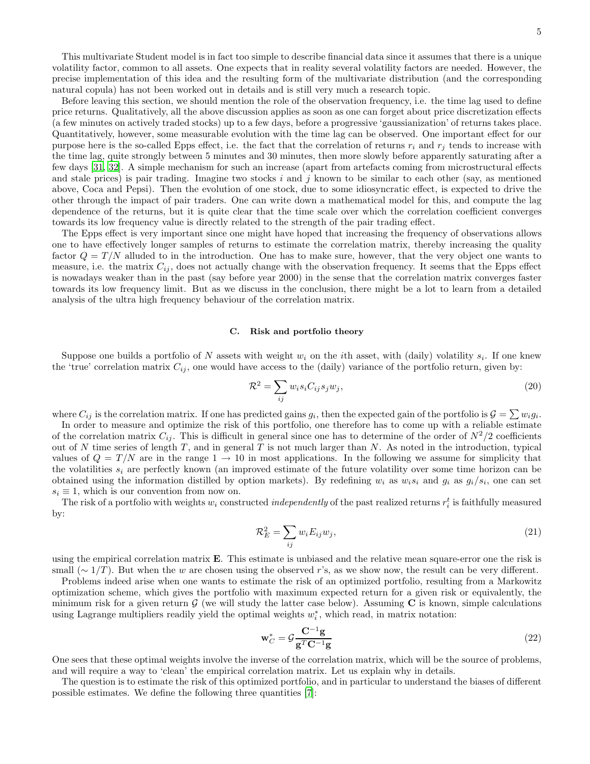This multivariate Student model is in fact too simple to describe financial data since it assumes that there is a unique volatility factor, common to all assets. One expects that in reality several volatility factors are needed. However, the precise implementation of this idea and the resulting form of the multivariate distribution (and the corresponding natural copula) has not been worked out in details and is still very much a research topic.

Before leaving this section, we should mention the role of the observation frequency, i.e. the time lag used to define price returns. Qualitatively, all the above discussion applies as soon as one can forget about price discretization effects (a few minutes on actively traded stocks) up to a few days, before a progressive 'gaussianization' of returns takes place. Quantitatively, however, some measurable evolution with the time lag can be observed. One important effect for our purpose here is the so-called Epps effect, i.e. the fact that the correlation of returns $r_i$ and $r_j$ tends to increase with the time lag, quite strongly between 5 minutes and 30 minutes, then more slowly before apparently saturating after a few days [31, 32]. A simple mechanism for such an increase (apart from artefacts coming from microstructural effects and stale prices) is pair trading. Imagine two stocks $i$ and $j$ known to be similar to each other (say, as mentioned above, Coca and Pepsi). Then the evolution of one stock, due to some idiosyncratic effect, is expected to drive the other through the impact of pair traders. One can write down a mathematical model for this, and compute the lag dependence of the returns, but it is quite clear that the time scale over which the correlation coefficient converges towards its low frequency value is directly related to the strength of the pair trading effect.

The Epps effect is very important since one might have hoped that increasing the frequency of observations allows one to have effectively longer samples of returns to estimate the correlation matrix, thereby increasing the quality factor $Q = T/N$ alluded to in the introduction. One has to make sure, however, that the very object one wants to measure, i.e. the matrix $C_{ij}$, does not actually change with the observation frequency. It seems that the Epps effect is nowadays weaker than in the past (say before year 2000) in the sense that the correlation matrix converges faster towards its low frequency limit. But as we discuss in the conclusion, there might be a lot to learn from a detailed analysis of the ultra high frequency behaviour of the correlation matrix.

### C. Risk and portfolio theory

Suppose one builds a portfolio of $N$ assets with weight $w_i$ on the $i$th asset, with (daily) volatility $s_i$. If one knew the 'true' correlation matrix $C_{ij}$, one would have access to the (daily) variance of the portfolio return, given by:

$$\mathcal{R}^2 = \sum_{ij} w_i s_i C_{ij} s_j w_j, \tag{20}$$

where $C_{ij}$ is the correlation matrix. If one has predicted gains $g_i$, then the expected gain of the portfolio is $\mathcal{G} = \sum w_i g_i$.

In order to measure and optimize the risk of this portfolio, one therefore has to come up with a reliable estimate of the correlation matrix $C_{ij}$. This is difficult in general since one has to determine of the order of $N^2/2$ coefficients out of $N$ time series of length $T$, and in general $T$ is not much larger than $N$. As noted in the introduction, typical values of $Q = T/N$ are in the range $1 \to 10$ in most applications. In the following we assume for simplicity that the volatilities $s_i$ are perfectly known (an improved estimate of the future volatility over some time horizon can be obtained using the information distilled by option markets). By redefining $w_i$ as $w_i s_i$ and $g_i$ as $g_i/s_i$, one can set $s_i \equiv 1$, which is our convention from now on.

The risk of a portfolio with weights $w_i$ constructed *independently* of the past realized returns $r_i^t$ is faithfully measured by:

$$\mathcal{R}_E^2 = \sum_{ij} w_i E_{ij} w_j, \tag{21}$$

using the empirical correlation matrix $\mathbf{E}$. This estimate is unbiased and the relative mean square-error one the risk is small ($\sim 1/T$). But when the $w$ are chosen using the observed $r$'s, as we show now, the result can be very different.

Problems indeed arise when one wants to estimate the risk of an optimized portfolio, resulting from a Markowitz optimization scheme, which gives the portfolio with maximum expected return for a given risk or equivalently, the minimum risk for a given return $\mathcal{G}$ (we will study the latter case below). Assuming $\mathbf{C}$ is known, simple calculations using Lagrange multipliers readily yield the optimal weights $w_i^*$, which read, in matrix notation:

$$\mathbf{w}_C^* = \mathcal{G} \frac{\mathbf{C}^{-1}\mathbf{g}}{\mathbf{g}^T \mathbf{C}^{-1}\mathbf{g}} \tag{22}$$

One sees that these optimal weights involve the inverse of the correlation matrix, which will be the source of problems, and will require a way to 'clean' the empirical correlation matrix. Let us explain why in details.

The question is to estimate the risk of this optimized portfolio, and in particular to understand the biases of different possible estimates. We define the following three quantities [7]: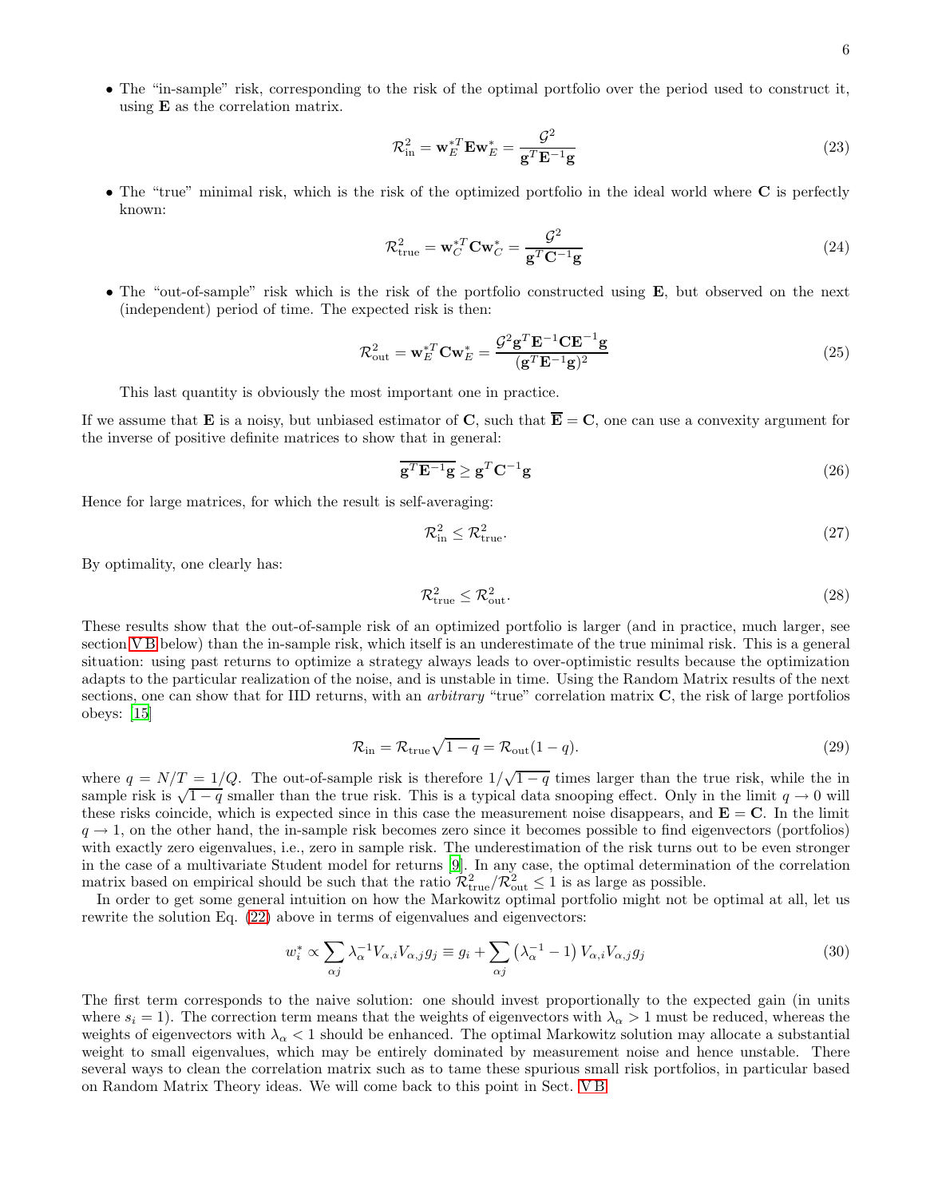- The "in-sample" risk, corresponding to the risk of the optimal portfolio over the period used to construct it, using $\mathbf{E}$ as the correlation matrix.

$$\mathcal{R}^2_{\rm in} = \mathbf{w}^{*T}_E \mathbf{E} \mathbf{w}^*_E = \frac{\mathcal{G}^2}{\mathbf{g}^T \mathbf{E}^{-1} \mathbf{g}} \tag{23}$$

- The "true" minimal risk, which is the risk of the optimized portfolio in the ideal world where $\mathbf{C}$ is perfectly known:

$$\mathcal{R}^2_{\rm true} = \mathbf{w}^{*T}_C \mathbf{C} \mathbf{w}^*_C = \frac{\mathcal{G}^2}{\mathbf{g}^T \mathbf{C}^{-1} \mathbf{g}} \tag{24}$$

- The "out-of-sample" risk which is the risk of the portfolio constructed using $\mathbf{E}$, but observed on the next (independent) period of time. The expected risk is then:

$$\mathcal{R}^2_{\rm out} = \mathbf{w}^{*T}_E \mathbf{C} \mathbf{w}^*_E = \frac{\mathcal{G}^2 \mathbf{g}^T \mathbf{E}^{-1} \mathbf{C} \mathbf{E}^{-1} \mathbf{g}}{(\mathbf{g}^T \mathbf{E}^{-1} \mathbf{g})^2} \tag{25}$$

  This last quantity is obviously the most important one in practice.

If we assume that $\mathbf{E}$ is a noisy, but unbiased estimator of $\mathbf{C}$, such that $\overline{\mathbf{E}} = \mathbf{C}$, one can use a convexity argument for the inverse of positive definite matrices to show that in general:

$$\overline{\mathbf{g}^T \mathbf{E}^{-1} \mathbf{g}} \geq \mathbf{g}^T \mathbf{C}^{-1} \mathbf{g} \tag{26}$$

Hence for large matrices, for which the result is self-averaging:

$$\mathcal{R}^2_{\rm in} \leq \mathcal{R}^2_{\rm true}. \tag{27}$$

By optimality, one clearly has:

$$\mathcal{R}^2_{\rm true} \leq \mathcal{R}^2_{\rm out}. \tag{28}$$

These results show that the out-of-sample risk of an optimized portfolio is larger (and in practice, much larger, see section V B below) than the in-sample risk, which itself is an underestimate of the true minimal risk. This is a general situation: using past returns to optimize a strategy always leads to over-optimistic results because the optimization adapts to the particular realization of the noise, and is unstable in time. Using the Random Matrix results of the next sections, one can show that for IID returns, with an *arbitrary* "true" correlation matrix $\mathbf{C}$, the risk of large portfolios obeys: [15]

$$\mathcal{R}_{\rm in} = \mathcal{R}_{\rm true}\sqrt{1-q} = \mathcal{R}_{\rm out}(1-q). \tag{29}$$

where $q = N/T = 1/Q$. The out-of-sample risk is therefore $1/\sqrt{1-q}$ times larger than the true risk, while the in sample risk is $\sqrt{1-q}$ smaller than the true risk. This is a typical data snooping effect. Only in the limit $q \to 0$ will these risks coincide, which is expected since in this case the measurement noise disappears, and $\mathbf{E} = \mathbf{C}$. In the limit $q \to 1$, on the other hand, the in-sample risk becomes zero since it becomes possible to find eigenvectors (portfolios) with exactly zero eigenvalues, i.e., zero in sample risk. The underestimation of the risk turns out to be even stronger in the case of a multivariate Student model for returns [9]. In any case, the optimal determination of the correlation matrix based on empirical should be such that the ratio $\mathcal{R}^2_{\rm true}/\mathcal{R}^2_{\rm out} \leq 1$ is as large as possible.

In order to get some general intuition on how the Markowitz optimal portfolio might not be optimal at all, let us rewrite the solution Eq. (22) above in terms of eigenvalues and eigenvectors:

$$w^*_i \propto \sum_{\alpha j} \lambda_\alpha^{-1} V_{\alpha,i} V_{\alpha,j} g_j \equiv g_i + \sum_{\alpha j} \left(\lambda_\alpha^{-1} - 1\right) V_{\alpha,i} V_{\alpha,j} g_j \tag{30}$$

The first term corresponds to the naive solution: one should invest proportionally to the expected gain (in units where $s_i = 1$). The correction term means that the weights of eigenvectors with $\lambda_\alpha > 1$ must be reduced, whereas the weights of eigenvectors with $\lambda_\alpha < 1$ should be enhanced. The optimal Markowitz solution may allocate a substantial weight to small eigenvalues, which may be entirely dominated by measurement noise and hence unstable. There several ways to clean the correlation matrix such as to tame these spurious small risk portfolios, in particular based on Random Matrix Theory ideas. We will come back to this point in Sect. V B.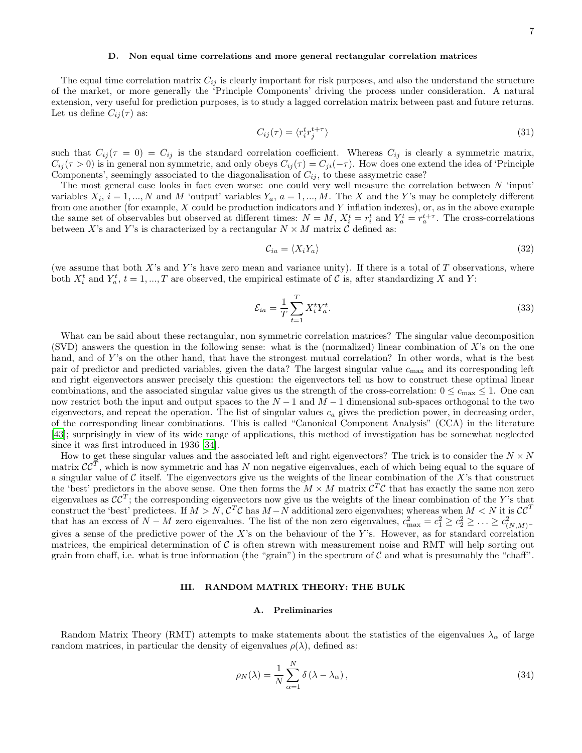### D. Non equal time correlations and more general rectangular correlation matrices

The equal time correlation matrix $C_{ij}$ is clearly important for risk purposes, and also the understand the structure of the market, or more generally the 'Principle Components' driving the process under consideration. A natural extension, very useful for prediction purposes, is to study a lagged correlation matrix between past and future returns. Let us define $C_{ij}(\tau)$ as:

$$C_{ij}(\tau) = \langle r_i^t r_j^{t+\tau} \rangle \tag{31}$$

such that $C_{ij}(\tau = 0) = C_{ij}$ is the standard correlation coefficient. Whereas $C_{ij}$ is clearly a symmetric matrix, $C_{ij}(\tau > 0)$ is in general non symmetric, and only obeys $C_{ij}(\tau) = C_{ji}(-\tau)$. How does one extend the idea of 'Principle Components', seemingly associated to the diagonalisation of $C_{ij}$, to these assymetric case?

The most general case looks in fact even worse: one could very well measure the correlation between $N$ 'input' variables $X_i$, $i = 1, ..., N$ and $M$ 'output' variables $Y_a$, $a = 1, ..., M$. The $X$ and the $Y$'s may be completely different from one another (for example, $X$ could be production indicators and $Y$ inflation indexes), or, as in the above example the same set of observables but observed at different times: $N = M$, $X_i^t = r_i^t$ and $Y_a^t = r_a^{t+\tau}$. The cross-correlations between $X$'s and $Y$'s is characterized by a rectangular $N \times M$ matrix $\mathcal{C}$ defined as:

$$\mathcal{C}_{ia} = \langle X_i Y_a \rangle \tag{32}$$

(we assume that both $X$'s and $Y$'s have zero mean and variance unity). If there is a total of $T$ observations, where both $X_i^t$ and $Y_a^t$, $t = 1, ..., T$ are observed, the empirical estimate of $\mathcal{C}$ is, after standardizing $X$ and $Y$:

$$\mathcal{E}_{ia} = \frac{1}{T} \sum_{t=1}^{T} X_i^t Y_a^t. \tag{33}$$

What can be said about these rectangular, non symmetric correlation matrices? The singular value decomposition (SVD) answers the question in the following sense: what is the (normalized) linear combination of $X$'s on the one hand, and of $Y$'s on the other hand, that have the strongest mutual correlation? In other words, what is the best pair of predictor and predicted variables, given the data? The largest singular value $c_{\max}$ and its corresponding left and right eigenvectors answer precisely this question: the eigenvectors tell us how to construct these optimal linear combinations, and the associated singular value gives us the strength of the cross-correlation: $0 \leq c_{\max} \leq 1$. One can now restrict both the input and output spaces to the $N-1$ and $M-1$ dimensional sub-spaces orthogonal to the two eigenvectors, and repeat the operation. The list of singular values $c_a$ gives the prediction power, in decreasing order, of the corresponding linear combinations. This is called "Canonical Component Analysis" (CCA) in the literature [43]; surprisingly in view of its wide range of applications, this method of investigation has be somewhat neglected since it was first introduced in 1936 [34].

How to get these singular values and the associated left and right eigenvectors? The trick is to consider the $N \times N$ matrix $\mathcal{C}\mathcal{C}^T$, which is now symmetric and has $N$ non negative eigenvalues, each of which being equal to the square of a singular value of $\mathcal{C}$ itself. The eigenvectors give us the weights of the linear combination of the $X$'s that construct the 'best' predictors in the above sense. One then forms the $M \times M$ matrix $\mathcal{C}^T\mathcal{C}$ that has exactly the same non zero eigenvalues as $\mathcal{C}\mathcal{C}^T$; the corresponding eigenvectors now give us the weights of the linear combination of the $Y$'s that construct the 'best' predictees. If $M > N$, $\mathcal{C}^T\mathcal{C}$ has $M - N$ additional zero eigenvalues; whereas when $M < N$ it is $\mathcal{C}\mathcal{C}^T$ that has an excess of $N - M$ zero eigenvalues. The list of the non zero eigenvalues, $c_{\max}^2 = c_1^2 \geq c_2^2 \geq \ldots \geq c_{(N,M)^-}^2$ gives a sense of the predictive power of the $X$'s on the behaviour of the $Y$'s. However, as for standard correlation matrices, the empirical determination of $\mathcal{C}$ is often strewn with measurement noise and RMT will help sorting out grain from chaff, i.e. what is true information (the "grain") in the spectrum of $\mathcal{C}$ and what is presumably the "chaff".

## III. RANDOM MATRIX THEORY: THE BULK

### A. Preliminaries

Random Matrix Theory (RMT) attempts to make statements about the statistics of the eigenvalues $\lambda_\alpha$ of large random matrices, in particular the density of eigenvalues $\rho(\lambda)$, defined as:

$$\rho_N(\lambda) = \frac{1}{N} \sum_{\alpha=1}^{N} \delta\left(\lambda - \lambda_\alpha\right), \tag{34}$$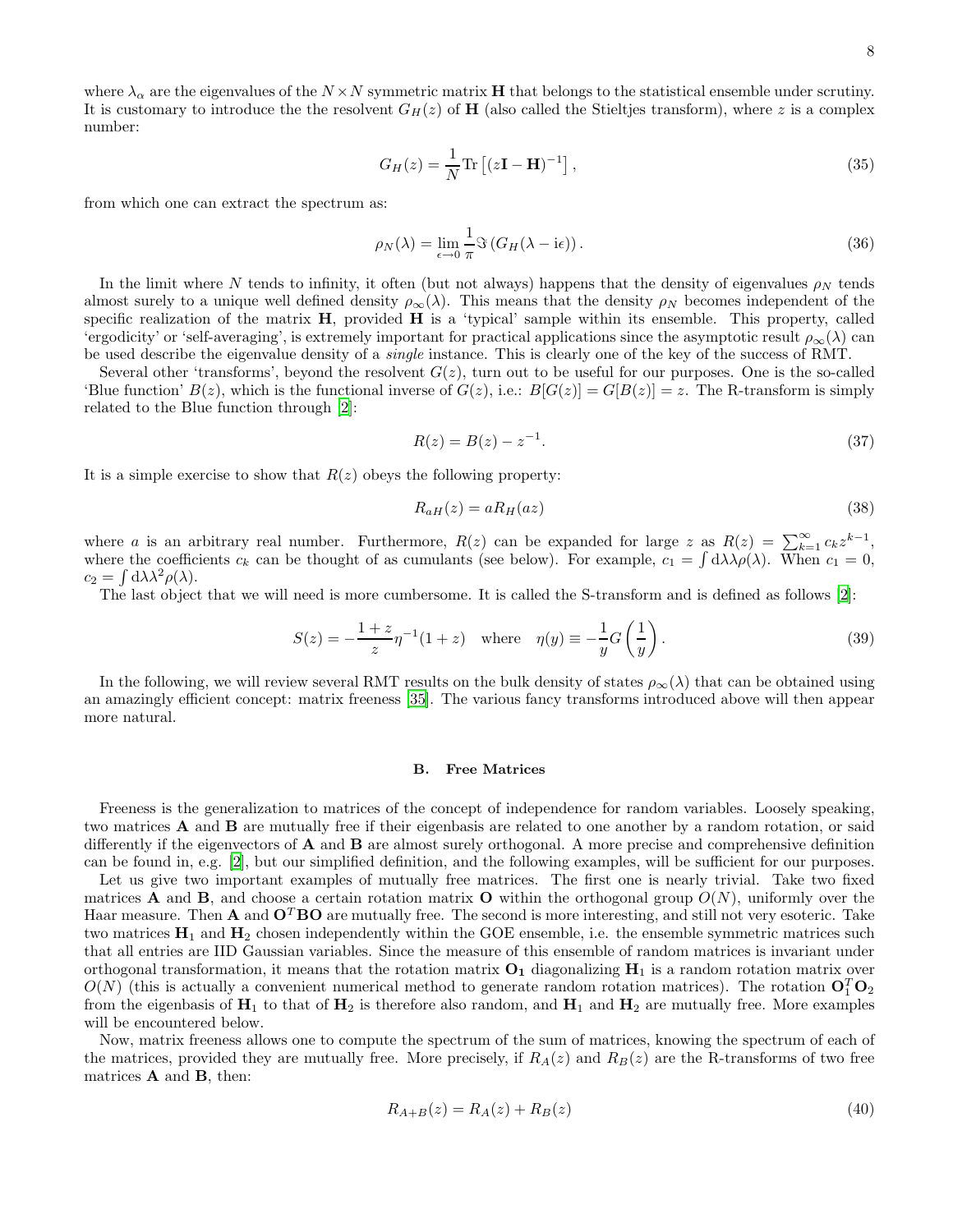where $\lambda_\alpha$ are the eigenvalues of the $N \times N$ symmetric matrix $\mathbf{H}$ that belongs to the statistical ensemble under scrutiny. It is customary to introduce the the resolvent $G_H(z)$ of $\mathbf{H}$ (also called the Stieltjes transform), where $z$ is a complex number:

$$G_H(z) = \frac{1}{N} \mathrm{Tr}\left[(z\mathbf{I} - \mathbf{H})^{-1}\right], \tag{35}$$

from which one can extract the spectrum as:

$$\rho_N(\lambda) = \lim_{\epsilon \to 0} \frac{1}{\pi} \Im\left(G_H(\lambda - \mathrm{i}\epsilon)\right). \tag{36}$$

In the limit where $N$ tends to infinity, it often (but not always) happens that the density of eigenvalues $\rho_N$ tends almost surely to a unique well defined density $\rho_\infty(\lambda)$. This means that the density $\rho_N$ becomes independent of the specific realization of the matrix $\mathbf{H}$, provided $\mathbf{H}$ is a 'typical' sample within its ensemble. This property, called 'ergodicity' or 'self-averaging', is extremely important for practical applications since the asymptotic result $\rho_\infty(\lambda)$ can be used describe the eigenvalue density of a *single* instance. This is clearly one of the key of the success of RMT.

Several other 'transforms', beyond the resolvent $G(z)$, turn out to be useful for our purposes. One is the so-called 'Blue function' $B(z)$, which is the functional inverse of $G(z)$, i.e.: $B[G(z)] = G[B(z)] = z$. The R-transform is simply related to the Blue function through [2]:

$$R(z) = B(z) - z^{-1}. \tag{37}$$

It is a simple exercise to show that $R(z)$ obeys the following property:

$$R_{aH}(z) = aR_H(az) \tag{38}$$

where $a$ is an arbitrary real number. Furthermore, $R(z)$ can be expanded for large $z$ as $R(z) = \sum_{k=1}^{\infty} c_k z^{k-1}$, where the coefficients $c_k$ can be thought of as cumulants (see below). For example, $c_1 = \int \mathrm{d}\lambda \lambda \rho(\lambda)$. When $c_1 = 0$, $c_2 = \int \mathrm{d}\lambda \lambda^2 \rho(\lambda)$.

The last object that we will need is more cumbersome. It is called the S-transform and is defined as follows [2]:

$$S(z) = -\frac{1+z}{z} \eta^{-1}(1+z) \quad \text{where} \quad \eta(y) \equiv -\frac{1}{y} G\left(\frac{1}{y}\right). \tag{39}$$

In the following, we will review several RMT results on the bulk density of states $\rho_\infty(\lambda)$ that can be obtained using an amazingly efficient concept: matrix freeness [35]. The various fancy transforms introduced above will then appear more natural.

### B. Free Matrices

Freeness is the generalization to matrices of the concept of independence for random variables. Loosely speaking, two matrices $\mathbf{A}$ and $\mathbf{B}$ are mutually free if their eigenbasis are related to one another by a random rotation, or said differently if the eigenvectors of $\mathbf{A}$ and $\mathbf{B}$ are almost surely orthogonal. A more precise and comprehensive definition can be found in, e.g. [2], but our simplified definition, and the following examples, will be sufficient for our purposes.

Let us give two important examples of mutually free matrices. The first one is nearly trivial. Take two fixed matrices $\mathbf{A}$ and $\mathbf{B}$, and choose a certain rotation matrix $\mathbf{O}$ within the orthogonal group $O(N)$, uniformly over the Haar measure. Then $\mathbf{A}$ and $\mathbf{O}^T\mathbf{B}\mathbf{O}$ are mutually free. The second is more interesting, and still not very esoteric. Take two matrices $\mathbf{H}_1$ and $\mathbf{H}_2$ chosen independently within the GOE ensemble, i.e. the ensemble symmetric matrices such that all entries are IID Gaussian variables. Since the measure of this ensemble of random matrices is invariant under orthogonal transformation, it means that the rotation matrix $\mathbf{O_1}$ diagonalizing $\mathbf{H}_1$ is a random rotation matrix over $O(N)$ (this is actually a convenient numerical method to generate random rotation matrices). The rotation $\mathbf{O}_1^T\mathbf{O}_2$ from the eigenbasis of $\mathbf{H}_1$ to that of $\mathbf{H}_2$ is therefore also random, and $\mathbf{H}_1$ and $\mathbf{H}_2$ are mutually free. More examples will be encountered below.

Now, matrix freeness allows one to compute the spectrum of the sum of matrices, knowing the spectrum of each of the matrices, provided they are mutually free. More precisely, if $R_A(z)$ and $R_B(z)$ are the R-transforms of two free matrices $\mathbf{A}$ and $\mathbf{B}$, then:

$$R_{A+B}(z) = R_A(z) + R_B(z) \tag{40}$$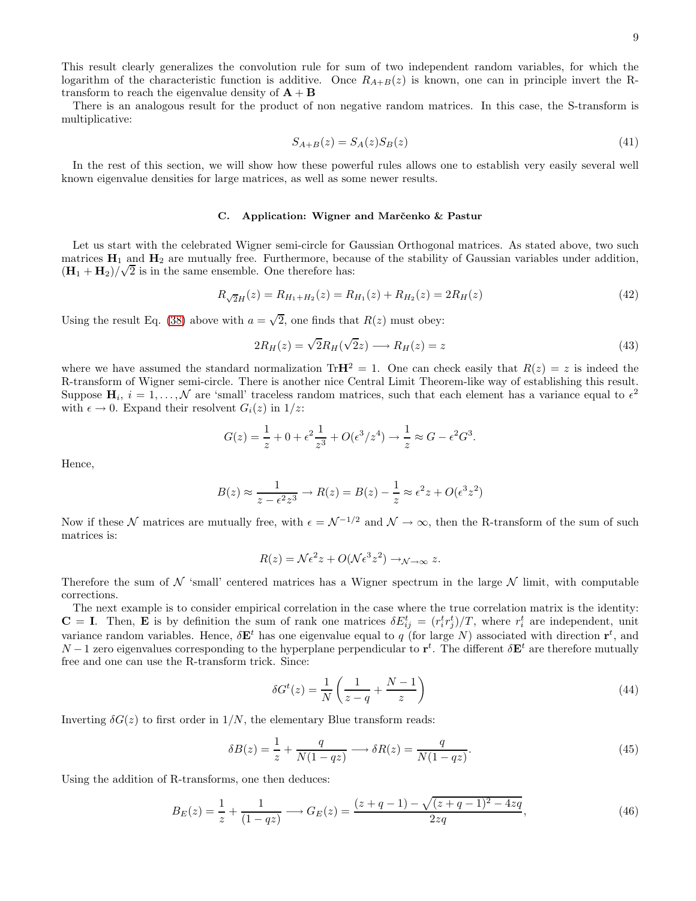This result clearly generalizes the convolution rule for sum of two independent random variables, for which the logarithm of the characteristic function is additive. Once $R_{A+B}(z)$ is known, one can in principle invert the R-transform to reach the eigenvalue density of $\mathbf{A}+\mathbf{B}$

There is an analogous result for the product of non negative random matrices. In this case, the S-transform is multiplicative:

$$S_{A+B}(z) = S_A(z)S_B(z) \tag{41}$$

In the rest of this section, we will show how these powerful rules allows one to establish very easily several well known eigenvalue densities for large matrices, as well as some newer results.

### C. Application: Wigner and Marčenko & Pastur

Let us start with the celebrated Wigner semi-circle for Gaussian Orthogonal matrices. As stated above, two such matrices $\mathbf{H}_1$ and $\mathbf{H}_2$ are mutually free. Furthermore, because of the stability of Gaussian variables under addition, $(\mathbf{H}_1 + \mathbf{H}_2)/\sqrt{2}$ is in the same ensemble. One therefore has:

$$R_{\sqrt{2}H}(z) = R_{H_1+H_2}(z) = R_{H_1}(z) + R_{H_2}(z) = 2R_H(z) \tag{42}$$

Using the result Eq. (38) above with $a = \sqrt{2}$, one finds that $R(z)$ must obey:

$$2R_H(z) = \sqrt{2}R_H(\sqrt{2}z) \longrightarrow R_H(z) = z \tag{43}$$

where we have assumed the standard normalization $\mathrm{Tr}\mathbf{H}^2 = 1$. One can check easily that $R(z) = z$ is indeed the R-transform of Wigner semi-circle. There is another nice Central Limit Theorem-like way of establishing this result. Suppose $\mathbf{H}_i$, $i = 1, \ldots, \mathcal{N}$ are 'small' traceless random matrices, such that each element has a variance equal to $\epsilon^2$ with $\epsilon \to 0$. Expand their resolvent $G_i(z)$ in $1/z$:

$$G(z) = \frac{1}{z} + 0 + \epsilon^2 \frac{1}{z^3} + O(\epsilon^3/z^4) \to \frac{1}{z} \approx G - \epsilon^2 G^3.$$

Hence,

$$B(z) \approx \frac{1}{z - \epsilon^2 z^3} \to R(z) = B(z) - \frac{1}{z} \approx \epsilon^2 z + O(\epsilon^3 z^2)$$

Now if these $\mathcal{N}$ matrices are mutually free, with $\epsilon = \mathcal{N}^{-1/2}$ and $\mathcal{N} \to \infty$, then the R-transform of the sum of such matrices is:

$$R(z) = \mathcal{N}\epsilon^2 z + O(\mathcal{N}\epsilon^3 z^2) \to_{\mathcal{N}\to\infty} z.$$

Therefore the sum of $\mathcal{N}$ 'small' centered matrices has a Wigner spectrum in the large $\mathcal{N}$ limit, with computable corrections.

The next example is to consider empirical correlation in the case where the true correlation matrix is the identity: $\mathbf{C} = \mathbf{I}$. Then, $\mathbf{E}$ is by definition the sum of rank one matrices $\delta E^t_{ij} = (r^t_i r^t_j)/T$, where $r^t_i$ are independent, unit variance random variables. Hence, $\delta\mathbf{E}^t$ has one eigenvalue equal to $q$ (for large $N$) associated with direction $\mathbf{r}^t$, and $N-1$ zero eigenvalues corresponding to the hyperplane perpendicular to $\mathbf{r}^t$. The different $\delta\mathbf{E}^t$ are therefore mutually free and one can use the R-transform trick. Since:

$$\delta G^t(z) = \frac{1}{N}\left(\frac{1}{z-q} + \frac{N-1}{z}\right) \tag{44}$$

Inverting $\delta G(z)$ to first order in $1/N$, the elementary Blue transform reads:

$$\delta B(z) = \frac{1}{z} + \frac{q}{N(1-qz)} \longrightarrow \delta R(z) = \frac{q}{N(1-qz)}. \tag{45}$$

Using the addition of R-transforms, one then deduces:

$$B_E(z) = \frac{1}{z} + \frac{1}{(1-qz)} \longrightarrow G_E(z) = \frac{(z+q-1) - \sqrt{(z+q-1)^2 - 4zq}}{2zq}, \tag{46}$$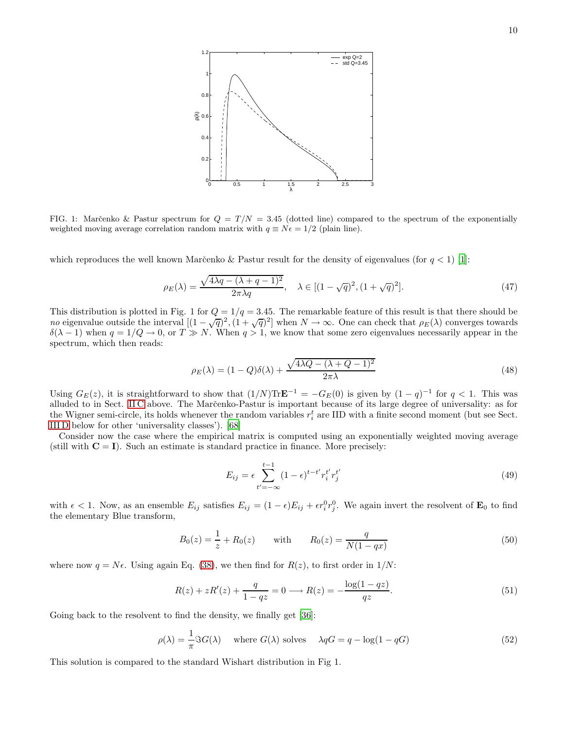FIG. 1: Marčenko & Pastur spectrum for $Q = T/N = 3.45$ (dotted line) compared to the spectrum of the exponentially weighted moving average correlation random matrix with $q \equiv N\epsilon = 1/2$ (plain line).

which reproduces the well known Marčenko & Pastur result for the density of eigenvalues (for $q < 1$) [1]:

$$\rho_E(\lambda) = \frac{\sqrt{4\lambda q - (\lambda + q - 1)^2}}{2\pi\lambda q}, \quad \lambda \in [(1-\sqrt{q})^2, (1+\sqrt{q})^2]. \tag{47}$$

This distribution is plotted in Fig. 1 for $Q = 1/q = 3.45$. The remarkable feature of this result is that there should be *no* eigenvalue outside the interval $[(1-\sqrt{q})^2, (1+\sqrt{q})^2]$ when $N \to \infty$. One can check that $\rho_E(\lambda)$ converges towards $\delta(\lambda - 1)$ when $q = 1/Q \to 0$, or $T \gg N$. When $q > 1$, we know that some zero eigenvalues necessarily appear in the spectrum, which then reads:

$$\rho_E(\lambda) = (1-Q)\delta(\lambda) + \frac{\sqrt{4\lambda Q - (\lambda + Q - 1)^2}}{2\pi\lambda} \tag{48}$$

Using $G_E(z)$, it is straightforward to show that $(1/N)\text{Tr}\mathbf{E}^{-1} = -G_E(0)$ is given by $(1-q)^{-1}$ for $q < 1$. This was alluded to in Sect. II C above. The Marčenko-Pastur is important because of its large degree of universality: as for the Wigner semi-circle, its holds whenever the random variables $r_i^t$ are IID with a finite second moment (but see Sect. III D below for other 'universality classes'). [68]

Consider now the case where the empirical matrix is computed using an exponentially weighted moving average (still with $\mathbf{C} = \mathbf{I}$). Such an estimate is standard practice in finance. More precisely:

$$E_{ij} = \epsilon \sum_{t'=-\infty}^{t-1} (1-\epsilon)^{t-t'} r_i^{t'} r_j^{t'} \tag{49}$$

with $\epsilon < 1$. Now, as an ensemble $E_{ij}$ satisfies $E_{ij} = (1-\epsilon)E_{ij} + \epsilon r_i^0 r_j^0$. We again invert the resolvent of $\mathbf{E}_0$ to find the elementary Blue transform,

$$B_0(z) = \frac{1}{z} + R_0(z) \qquad \text{with} \qquad R_0(z) = \frac{q}{N(1-qx)} \tag{50}$$

where now $q = N\epsilon$. Using again Eq. (38), we then find for $R(z)$, to first order in $1/N$:

$$R(z) + zR'(z) + \frac{q}{1-qz} = 0 \longrightarrow R(z) = -\frac{\log(1-qz)}{qz}. \tag{51}$$

Going back to the resolvent to find the density, we finally get [36]:

$$\rho(\lambda) = \frac{1}{\pi}\Im G(\lambda) \quad \text{where } G(\lambda) \text{ solves} \quad \lambda q G = q - \log(1-qG) \tag{52}$$

This solution is compared to the standard Wishart distribution in Fig 1.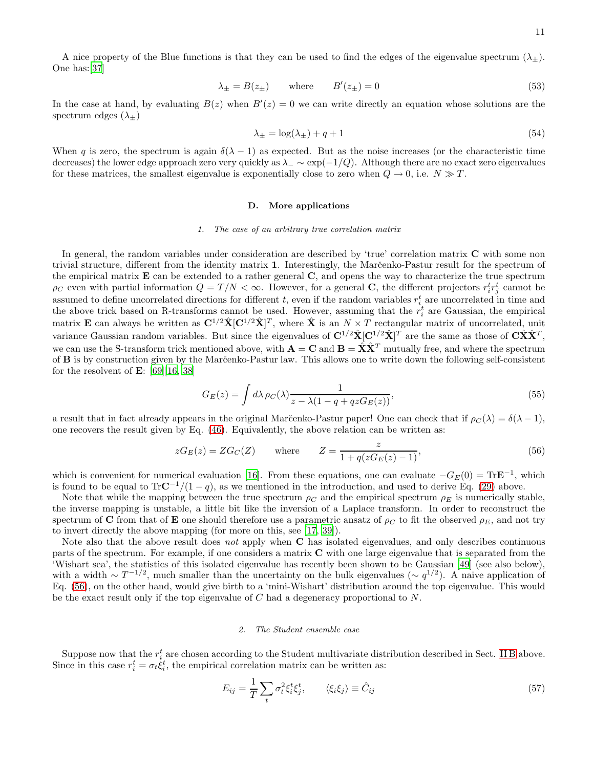A nice property of the Blue functions is that they can be used to find the edges of the eigenvalue spectrum ($\lambda_\pm$). One has:[37]

$$\lambda_\pm = B(z_\pm) \qquad \text{where} \qquad B'(z_\pm) = 0 \tag{53}$$

In the case at hand, by evaluating $B(z)$ when $B'(z) = 0$ we can write directly an equation whose solutions are the spectrum edges ($\lambda_\pm$)

$$\lambda_\pm = \log(\lambda_\pm) + q + 1 \tag{54}$$

When $q$ is zero, the spectrum is again $\delta(\lambda - 1)$ as expected. But as the noise increases (or the characteristic time decreases) the lower edge approach zero very quickly as $\lambda_- \sim \exp(-1/Q)$. Although there are no exact zero eigenvalues for these matrices, the smallest eigenvalue is exponentially close to zero when $Q \to 0$, i.e. $N \gg T$.

### D. More applications

#### 1. *The case of an arbitrary true correlation matrix*

In general, the random variables under consideration are described by 'true' correlation matrix $\mathbf{C}$ with some non trivial structure, different from the identity matrix $\mathbf{1}$. Interestingly, the Marčenko-Pastur result for the spectrum of the empirical matrix $\mathbf{E}$ can be extended to a rather general $\mathbf{C}$, and opens the way to characterize the true spectrum $\rho_C$ even with partial information $Q = T/N < \infty$. However, for a general $\mathbf{C}$, the different projectors $r_i^t r_j^t$ cannot be assumed to define uncorrelated directions for different $t$, even if the random variables $r_i^t$ are uncorrelated in time and the above trick based on R-transforms cannot be used. However, assuming that the $r_i^t$ are Gaussian, the empirical matrix $\mathbf{E}$ can always be written as $\mathbf{C}^{1/2}\hat{\mathbf{X}}[\mathbf{C}^{1/2}\hat{\mathbf{X}}]^T$, where $\hat{\mathbf{X}}$ is an $N \times T$ rectangular matrix of uncorrelated, unit variance Gaussian random variables. But since the eigenvalues of $\mathbf{C}^{1/2}\hat{\mathbf{X}}[\mathbf{C}^{1/2}\hat{\mathbf{X}}]^T$ are the same as those of $\mathbf{C}\hat{\mathbf{X}}\hat{\mathbf{X}}^T$, we can use the S-transform trick mentioned above, with $\mathbf{A} = \mathbf{C}$ and $\mathbf{B} = \hat{\mathbf{X}}\hat{\mathbf{X}}^T$ mutually free, and where the spectrum of $\mathbf{B}$ is by construction given by the Marčenko-Pastur law. This allows one to write down the following self-consistent for the resolvent of $\mathbf{E}$: [69][16, 38]

$$G_E(z) = \int d\lambda\, \rho_C(\lambda) \frac{1}{z - \lambda(1 - q + qzG_E(z))}, \tag{55}$$

a result that in fact already appears in the original Marčenko-Pastur paper! One can check that if $\rho_C(\lambda) = \delta(\lambda - 1)$, one recovers the result given by Eq. (46). Equivalently, the above relation can be written as:

$$zG_E(z) = ZG_C(Z) \qquad \text{where} \qquad Z = \frac{z}{1 + q(zG_E(z) - 1)}, \tag{56}$$

which is convenient for numerical evaluation [16]. From these equations, one can evaluate $-G_E(0) = \text{Tr}\mathbf{E}^{-1}$, which is found to be equal to $\text{Tr}\mathbf{C}^{-1}/(1 - q)$, as we mentioned in the introduction, and used to derive Eq. (29) above.

Note that while the mapping between the true spectrum $\rho_C$ and the empirical spectrum $\rho_E$ is numerically stable, the inverse mapping is unstable, a little bit like the inversion of a Laplace transform. In order to reconstruct the spectrum of $\mathbf{C}$ from that of $\mathbf{E}$ one should therefore use a parametric ansatz of $\rho_C$ to fit the observed $\rho_E$, and not try to invert directly the above mapping (for more on this, see [17, 39]).

Note also that the above result does *not* apply when $\mathbf{C}$ has isolated eigenvalues, and only describes continuous parts of the spectrum. For example, if one considers a matrix $\mathbf{C}$ with one large eigenvalue that is separated from the 'Wishart sea', the statistics of this isolated eigenvalue has recently been shown to be Gaussian [49] (see also below), with a width $\sim T^{-1/2}$, much smaller than the uncertainty on the bulk eigenvalues ($\sim q^{1/2}$). A naive application of Eq. (56), on the other hand, would give birth to a 'mini-Wishart' distribution around the top eigenvalue. This would be the exact result only if the top eigenvalue of $C$ had a degeneracy proportional to $N$.

#### 2. *The Student ensemble case*

Suppose now that the $r_i^t$ are chosen according to the Student multivariate distribution described in Sect. II B above. Since in this case $r_i^t = \sigma_t \xi_i^t$, the empirical correlation matrix can be written as:

$$E_{ij} = \frac{1}{T}\sum_t \sigma_t^2 \xi_i^t \xi_j^t, \qquad \langle \xi_i \xi_j \rangle \equiv \hat{C}_{ij} \tag{57}$$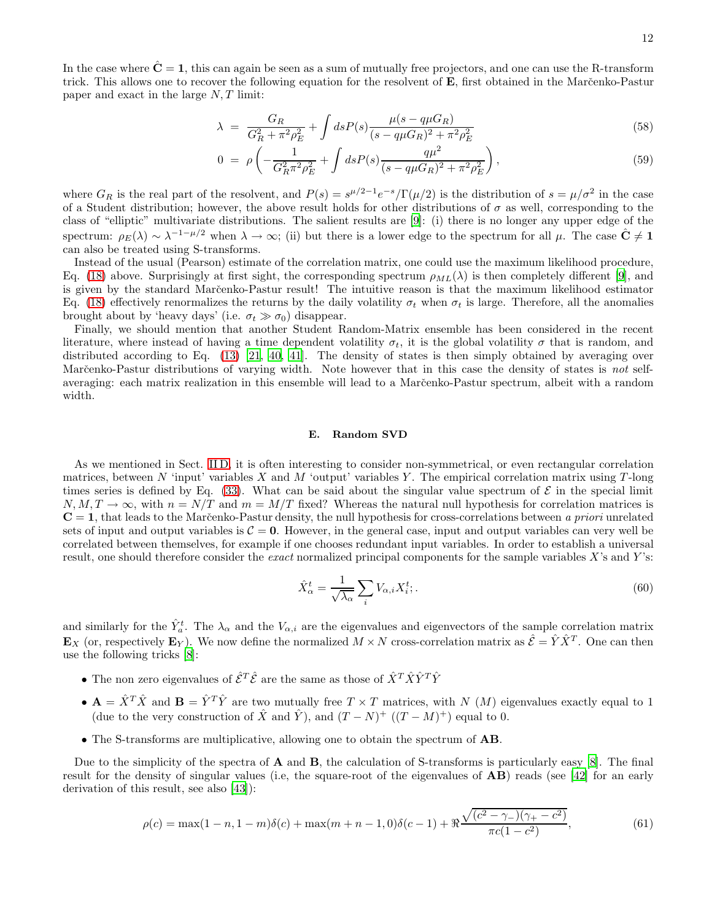In the case where $\hat{\mathbf{C}} = \mathbf{1}$, this can again be seen as a sum of mutually free projectors, and one can use the R-transform trick. This allows one to recover the following equation for the resolvent of $\mathbf{E}$, first obtained in the Marčenko-Pastur paper and exact in the large $N, T$ limit:

$$\lambda = \frac{G_R}{G_R^2 + \pi^2 \rho_E^2} + \int ds P(s) \frac{\mu(s - q\mu G_R)}{(s - q\mu G_R)^2 + \pi^2 \rho_E^2} \tag{58}$$

$$0 = \rho \left( -\frac{1}{G_R^2 \pi^2 \rho_E^2} + \int ds P(s) \frac{q\mu^2}{(s - q\mu G_R)^2 + \pi^2 \rho_E^2} \right), \tag{59}$$

where $G_R$ is the real part of the resolvent, and $P(s) = s^{\mu/2-1} e^{-s}/\Gamma(\mu/2)$ is the distribution of $s = \mu/\sigma^2$ in the case of a Student distribution; however, the above result holds for other distributions of $\sigma$ as well, corresponding to the class of "elliptic" multivariate distributions. The salient results are [9]: (i) there is no longer any upper edge of the spectrum: $\rho_E(\lambda) \sim \lambda^{-1-\mu/2}$ when $\lambda \to \infty$; (ii) but there is a lower edge to the spectrum for all $\mu$. The case $\hat{\mathbf{C}} \neq \mathbf{1}$ can also be treated using S-transforms.

Instead of the usual (Pearson) estimate of the correlation matrix, one could use the maximum likelihood procedure, Eq. (18) above. Surprisingly at first sight, the corresponding spectrum $\rho_{ML}(\lambda)$ is then completely different [9], and is given by the standard Marčenko-Pastur result! The intuitive reason is that the maximum likelihood estimator Eq. (18) effectively renormalizes the returns by the daily volatility $\sigma_t$ when $\sigma_t$ is large. Therefore, all the anomalies brought about by 'heavy days' (i.e. $\sigma_t \gg \sigma_0$) disappear.

Finally, we should mention that another Student Random-Matrix ensemble has been considered in the recent literature, where instead of having a time dependent volatility $\sigma_t$, it is the global volatility $\sigma$ that is random, and distributed according to Eq. (13) [21, 40, 41]. The density of states is then simply obtained by averaging over Marčenko-Pastur distributions of varying width. Note however that in this case the density of states is *not* self-averaging: each matrix realization in this ensemble will lead to a Marčenko-Pastur spectrum, albeit with a random width.

### E. Random SVD

As we mentioned in Sect. II D, it is often interesting to consider non-symmetrical, or even rectangular correlation matrices, between $N$ 'input' variables $X$ and $M$ 'output' variables $Y$. The empirical correlation matrix using $T$-long times series is defined by Eq. (33). What can be said about the singular value spectrum of $\mathcal{E}$ in the special limit $N, M, T \to \infty$, with $n = N/T$ and $m = M/T$ fixed? Whereas the natural null hypothesis for correlation matrices is $\mathbf{C} = \mathbf{1}$, that leads to the Marčenko-Pastur density, the null hypothesis for cross-correlations between *a priori* unrelated sets of input and output variables is $\mathcal{C} = \mathbf{0}$. However, in the general case, input and output variables can very well be correlated between themselves, for example if one chooses redundant input variables. In order to establish a universal result, one should therefore consider the *exact* normalized principal components for the sample variables $X$'s and $Y$'s:

$$\hat{X}_\alpha^t = \frac{1}{\sqrt{\lambda_\alpha}} \sum_i V_{\alpha,i} X_i^t; . \tag{60}$$

and similarly for the $\hat{Y}_a^t$. The $\lambda_\alpha$ and the $V_{\alpha,i}$ are the eigenvalues and eigenvectors of the sample correlation matrix $\mathbf{E}_X$ (or, respectively $\mathbf{E}_Y$). We now define the normalized $M \times N$ cross-correlation matrix as $\hat{\mathcal{E}} = \hat{Y}\hat{X}^T$. One can then use the following tricks [8]:

- The non zero eigenvalues of $\hat{\mathcal{E}}^T \hat{\mathcal{E}}$ are the same as those of $\hat{X}^T \hat{X} \hat{Y}^T \hat{Y}$
- $\mathbf{A} = \hat{X}^T \hat{X}$ and $\mathbf{B} = \hat{Y}^T \hat{Y}$ are two mutually free $T \times T$ matrices, with $N$ ($M$) eigenvalues exactly equal to 1 (due to the very construction of $\hat{X}$ and $\hat{Y}$), and $(T-N)^+$ ($(T-M)^+$) equal to 0.
- The S-transforms are multiplicative, allowing one to obtain the spectrum of $\mathbf{AB}$.

Due to the simplicity of the spectra of $\mathbf{A}$ and $\mathbf{B}$, the calculation of S-transforms is particularly easy [8]. The final result for the density of singular values (i.e, the square-root of the eigenvalues of $\mathbf{AB}$) reads (see [42] for an early derivation of this result, see also [43]):

$$\rho(c) = \max(1-n, 1-m)\delta(c) + \max(m+n-1, 0)\delta(c-1) + \Re \frac{\sqrt{(c^2 - \gamma_-)(\gamma_+ - c^2)}}{\pi c (1 - c^2)}, \tag{61}$$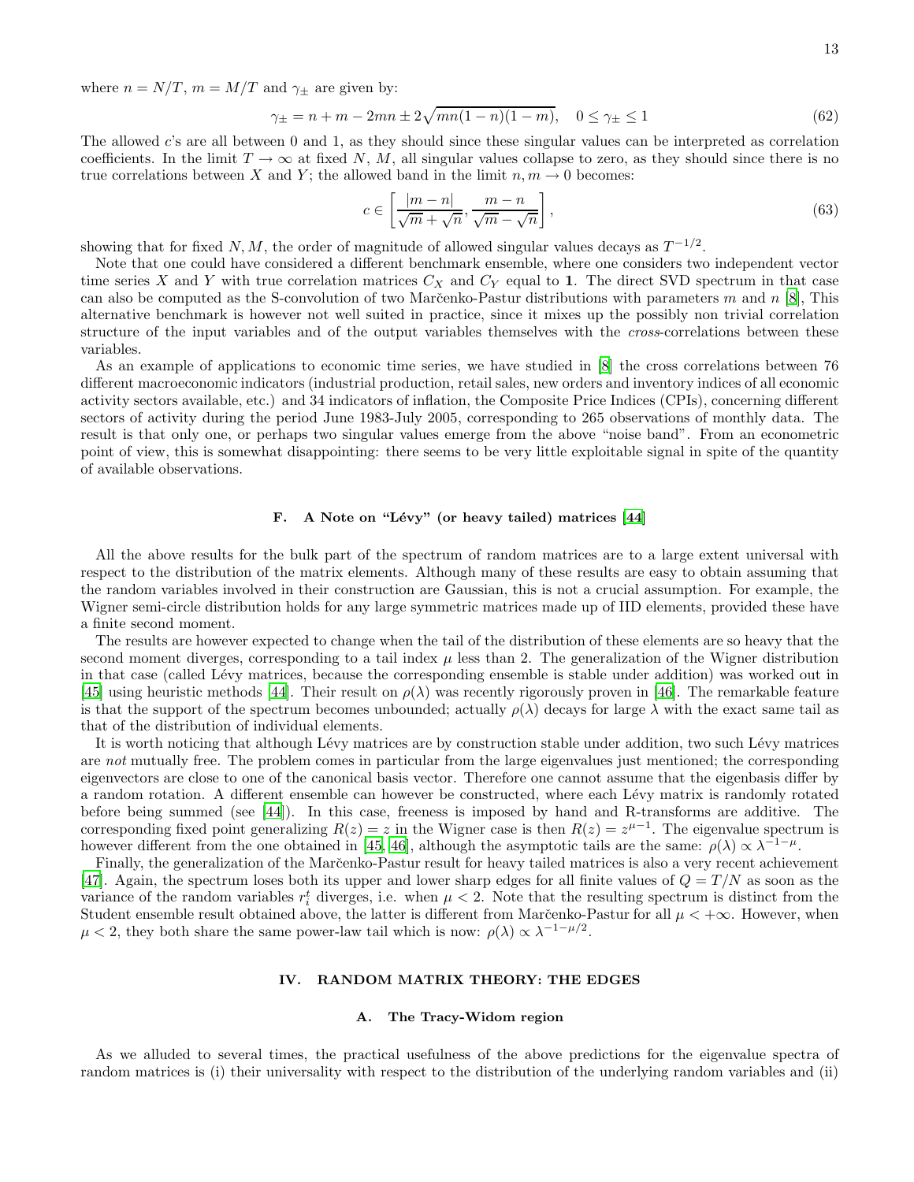where $n = N/T$, $m = M/T$ and $\gamma_\pm$ are given by:

$$\gamma_\pm = n + m - 2mn \pm 2\sqrt{mn(1-n)(1-m)}, \quad 0 \leq \gamma_\pm \leq 1 \tag{62}$$

The allowed $c$'s are all between 0 and 1, as they should since these singular values can be interpreted as correlation coefficients. In the limit $T \to \infty$ at fixed $N$, $M$, all singular values collapse to zero, as they should since there is no true correlations between $X$ and $Y$; the allowed band in the limit $n, m \to 0$ becomes:

$$c \in \left[\frac{|m-n|}{\sqrt{m}+\sqrt{n}}, \frac{m-n}{\sqrt{m}-\sqrt{n}}\right], \tag{63}$$

showing that for fixed $N, M$, the order of magnitude of allowed singular values decays as $T^{-1/2}$.

Note that one could have considered a different benchmark ensemble, where one considers two independent vector time series $X$ and $Y$ with true correlation matrices $C_X$ and $C_Y$ equal to $\mathbf{1}$. The direct SVD spectrum in that case can also be computed as the S-convolution of two Marčenko-Pastur distributions with parameters $m$ and $n$ [8], This alternative benchmark is however not well suited in practice, since it mixes up the possibly non trivial correlation structure of the input variables and of the output variables themselves with the *cross*-correlations between these variables.

As an example of applications to economic time series, we have studied in [8] the cross correlations between 76 different macroeconomic indicators (industrial production, retail sales, new orders and inventory indices of all economic activity sectors available, etc.) and 34 indicators of inflation, the Composite Price Indices (CPIs), concerning different sectors of activity during the period June 1983-July 2005, corresponding to 265 observations of monthly data. The result is that only one, or perhaps two singular values emerge from the above "noise band". From an econometric point of view, this is somewhat disappointing: there seems to be very little exploitable signal in spite of the quantity of available observations.

### F. A Note on "Lévy" (or heavy tailed) matrices [44]

All the above results for the bulk part of the spectrum of random matrices are to a large extent universal with respect to the distribution of the matrix elements. Although many of these results are easy to obtain assuming that the random variables involved in their construction are Gaussian, this is not a crucial assumption. For example, the Wigner semi-circle distribution holds for any large symmetric matrices made up of IID elements, provided these have a finite second moment.

The results are however expected to change when the tail of the distribution of these elements are so heavy that the second moment diverges, corresponding to a tail index $\mu$ less than 2. The generalization of the Wigner distribution in that case (called Lévy matrices, because the corresponding ensemble is stable under addition) was worked out in [45] using heuristic methods [44]. Their result on $\rho(\lambda)$ was recently rigorously proven in [46]. The remarkable feature is that the support of the spectrum becomes unbounded; actually $\rho(\lambda)$ decays for large $\lambda$ with the exact same tail as that of the distribution of individual elements.

It is worth noticing that although Lévy matrices are by construction stable under addition, two such Lévy matrices are *not* mutually free. The problem comes in particular from the large eigenvalues just mentioned; the corresponding eigenvectors are close to one of the canonical basis vector. Therefore one cannot assume that the eigenbasis differ by a random rotation. A different ensemble can however be constructed, where each Lévy matrix is randomly rotated before being summed (see [44]). In this case, freeness is imposed by hand and R-transforms are additive. The corresponding fixed point generalizing $R(z) = z$ in the Wigner case is then $R(z) = z^{\mu-1}$. The eigenvalue spectrum is however different from the one obtained in [45, 46], although the asymptotic tails are the same: $\rho(\lambda) \propto \lambda^{-1-\mu}$.

Finally, the generalization of the Marčenko-Pastur result for heavy tailed matrices is also a very recent achievement [47]. Again, the spectrum loses both its upper and lower sharp edges for all finite values of $Q = T/N$ as soon as the variance of the random variables $r_i^t$ diverges, i.e. when $\mu < 2$. Note that the resulting spectrum is distinct from the Student ensemble result obtained above, the latter is different from Marčenko-Pastur for all $\mu < +\infty$. However, when $\mu < 2$, they both share the same power-law tail which is now: $\rho(\lambda) \propto \lambda^{-1-\mu/2}$.

## IV. RANDOM MATRIX THEORY: THE EDGES

### A. The Tracy-Widom region

As we alluded to several times, the practical usefulness of the above predictions for the eigenvalue spectra of random matrices is (i) their universality with respect to the distribution of the underlying random variables and (ii)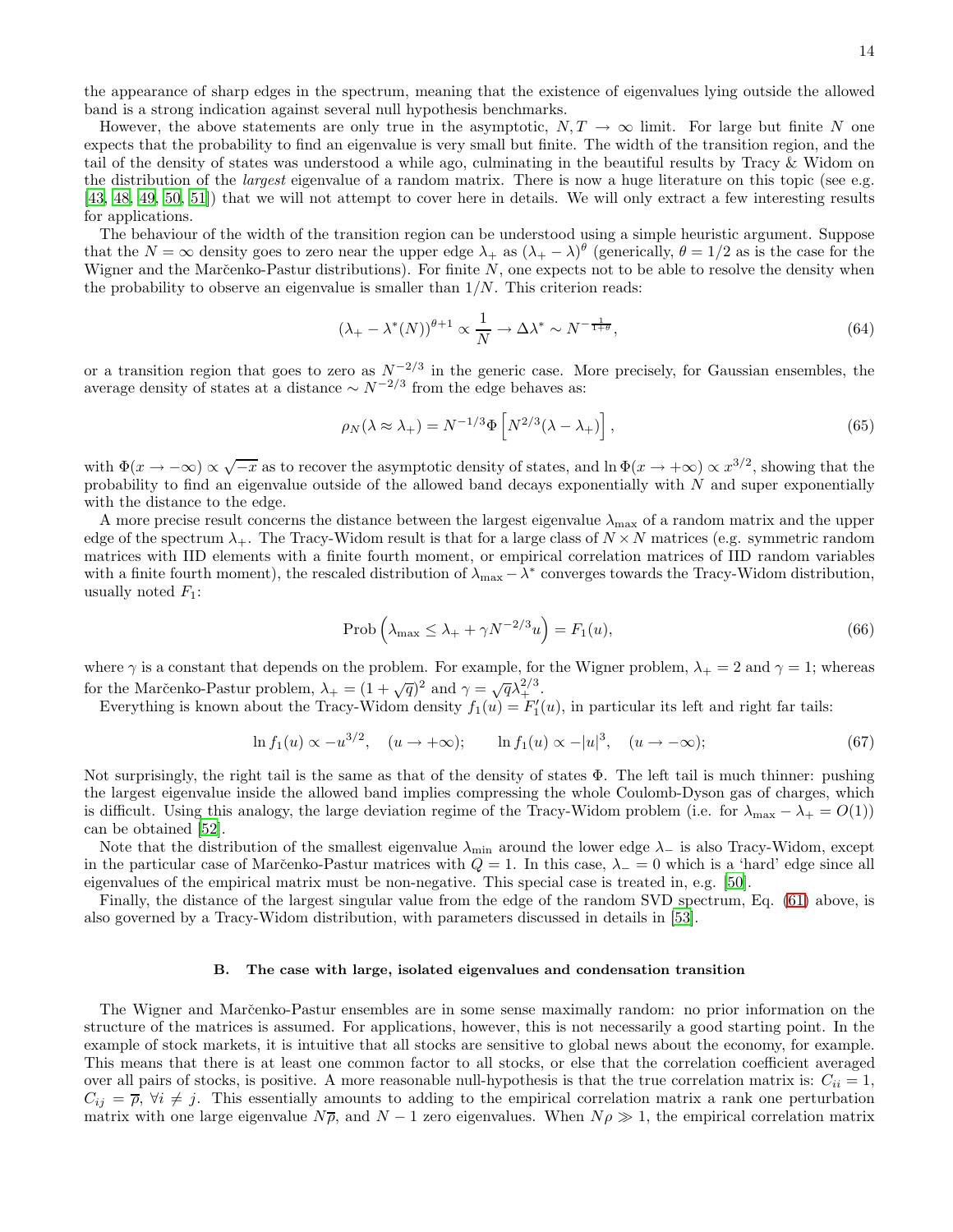the appearance of sharp edges in the spectrum, meaning that the existence of eigenvalues lying outside the allowed band is a strong indication against several null hypothesis benchmarks.

However, the above statements are only true in the asymptotic, $N, T \to \infty$ limit. For large but finite $N$ one expects that the probability to find an eigenvalue is very small but finite. The width of the transition region, and the tail of the density of states was understood a while ago, culminating in the beautiful results by Tracy & Widom on the distribution of the *largest* eigenvalue of a random matrix. There is now a huge literature on this topic (see e.g. [43, 48, 49, 50, 51]) that we will not attempt to cover here in details. We will only extract a few interesting results for applications.

The behaviour of the width of the transition region can be understood using a simple heuristic argument. Suppose that the $N = \infty$ density goes to zero near the upper edge $\lambda_+$ as $(\lambda_+ - \lambda)^\theta$ (generically, $\theta = 1/2$ as is the case for the Wigner and the Marčenko-Pastur distributions). For finite $N$, one expects not to be able to resolve the density when the probability to observe an eigenvalue is smaller than $1/N$. This criterion reads:

$$(\lambda_+ - \lambda^*(N))^{\theta+1} \propto \frac{1}{N} \to \Delta\lambda^* \sim N^{-\frac{1}{1+\theta}}, \tag{64}$$

or a transition region that goes to zero as $N^{-2/3}$ in the generic case. More precisely, for Gaussian ensembles, the average density of states at a distance $\sim N^{-2/3}$ from the edge behaves as:

$$\rho_N(\lambda \approx \lambda_+) = N^{-1/3}\Phi\left[N^{2/3}(\lambda - \lambda_+)\right], \tag{65}$$

with $\Phi(x \to -\infty) \propto \sqrt{-x}$ as to recover the asymptotic density of states, and $\ln \Phi(x \to +\infty) \propto x^{3/2}$, showing that the probability to find an eigenvalue outside of the allowed band decays exponentially with $N$ and super exponentially with the distance to the edge.

A more precise result concerns the distance between the largest eigenvalue $\lambda_{\max}$ of a random matrix and the upper edge of the spectrum $\lambda_+$. The Tracy-Widom result is that for a large class of $N \times N$ matrices (e.g. symmetric random matrices with IID elements with a finite fourth moment, or empirical correlation matrices of IID random variables with a finite fourth moment), the rescaled distribution of $\lambda_{\max} - \lambda^*$ converges towards the Tracy-Widom distribution, usually noted $F_1$:

$$\text{Prob}\left(\lambda_{\max} \leq \lambda_+ + \gamma N^{-2/3} u\right) = F_1(u), \tag{66}$$

where $\gamma$ is a constant that depends on the problem. For example, for the Wigner problem, $\lambda_+ = 2$ and $\gamma = 1$; whereas for the Marčenko-Pastur problem, $\lambda_+ = (1 + \sqrt{q})^2$ and $\gamma = \sqrt{q}\lambda_+^{2/3}$.

Everything is known about the Tracy-Widom density $f_1(u) = F_1'(u)$, in particular its left and right far tails:

$$\ln f_1(u) \propto -u^{3/2}, \quad (u \to +\infty); \qquad \ln f_1(u) \propto -|u|^3, \quad (u \to -\infty); \tag{67}$$

Not surprisingly, the right tail is the same as that of the density of states $\Phi$. The left tail is much thinner: pushing the largest eigenvalue inside the allowed band implies compressing the whole Coulomb-Dyson gas of charges, which is difficult. Using this analogy, the large deviation regime of the Tracy-Widom problem (i.e. for $\lambda_{\max} - \lambda_+ = O(1)$) can be obtained [52].

Note that the distribution of the smallest eigenvalue $\lambda_{\min}$ around the lower edge $\lambda_-$ is also Tracy-Widom, except in the particular case of Marčenko-Pastur matrices with $Q = 1$. In this case, $\lambda_- = 0$ which is a 'hard' edge since all eigenvalues of the empirical matrix must be non-negative. This special case is treated in, e.g. [50].

Finally, the distance of the largest singular value from the edge of the random SVD spectrum, Eq. (61) above, is also governed by a Tracy-Widom distribution, with parameters discussed in details in [53].

### B. The case with large, isolated eigenvalues and condensation transition

The Wigner and Marčenko-Pastur ensembles are in some sense maximally random: no prior information on the structure of the matrices is assumed. For applications, however, this is not necessarily a good starting point. In the example of stock markets, it is intuitive that all stocks are sensitive to global news about the economy, for example. This means that there is at least one common factor to all stocks, or else that the correlation coefficient averaged over all pairs of stocks, is positive. A more reasonable null-hypothesis is that the true correlation matrix is: $C_{ii} = 1$, $C_{ij} = \overline{\rho}$, $\forall i \neq j$. This essentially amounts to adding to the empirical correlation matrix a rank one perturbation matrix with one large eigenvalue $N\overline{\rho}$, and $N - 1$ zero eigenvalues. When $N\rho \gg 1$, the empirical correlation matrix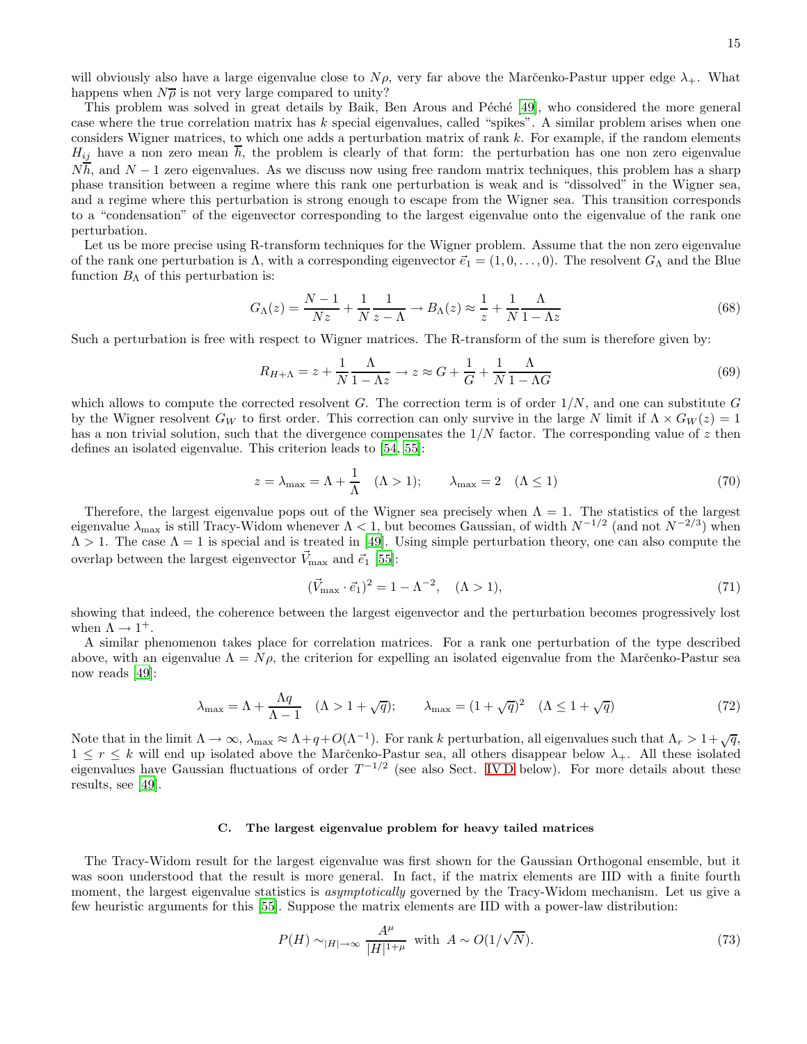will obviously also have a large eigenvalue close to $N\rho$, very far above the Marčenko-Pastur upper edge $\lambda_+$. What happens when $N\overline{\rho}$ is not very large compared to unity?

This problem was solved in great details by Baik, Ben Arous and Péché [49], who considered the more general case where the true correlation matrix has $k$ special eigenvalues, called "spikes". A similar problem arises when one considers Wigner matrices, to which one adds a perturbation matrix of rank $k$. For example, if the random elements $H_{ij}$ have a non zero mean $\overline{h}$, the problem is clearly of that form: the perturbation has one non zero eigenvalue $N\overline{h}$, and $N-1$ zero eigenvalues. As we discuss now using free random matrix techniques, this problem has a sharp phase transition between a regime where this rank one perturbation is weak and is "dissolved" in the Wigner sea, and a regime where this perturbation is strong enough to escape from the Wigner sea. This transition corresponds to a "condensation" of the eigenvector corresponding to the largest eigenvalue onto the eigenvalue of the rank one perturbation.

Let us be more precise using R-transform techniques for the Wigner problem. Assume that the non zero eigenvalue of the rank one perturbation is $\Lambda$, with a corresponding eigenvector $\vec{e}_1 = (1, 0, \ldots, 0)$. The resolvent $G_\Lambda$ and the Blue function $B_\Lambda$ of this perturbation is:

$$G_\Lambda(z) = \frac{N-1}{Nz} + \frac{1}{N}\frac{1}{z-\Lambda} \to B_\Lambda(z) \approx \frac{1}{z} + \frac{1}{N}\frac{\Lambda}{1-\Lambda z} \tag{68}$$

Such a perturbation is free with respect to Wigner matrices. The R-transform of the sum is therefore given by:

$$R_{H+\Lambda} = z + \frac{1}{N}\frac{\Lambda}{1-\Lambda z} \to z \approx G + \frac{1}{G} + \frac{1}{N}\frac{\Lambda}{1-\Lambda G} \tag{69}$$

which allows to compute the corrected resolvent $G$. The correction term is of order $1/N$, and one can substitute $G$ by the Wigner resolvent $G_W$ to first order. This correction can only survive in the large $N$ limit if $\Lambda \times G_W(z) = 1$ has a non trivial solution, such that the divergence compensates the $1/N$ factor. The corresponding value of $z$ then defines an isolated eigenvalue. This criterion leads to [54, 55]:

$$z = \lambda_{\max} = \Lambda + \frac{1}{\Lambda} \quad (\Lambda > 1); \qquad \lambda_{\max} = 2 \quad (\Lambda \leq 1) \tag{70}$$

Therefore, the largest eigenvalue pops out of the Wigner sea precisely when $\Lambda = 1$. The statistics of the largest eigenvalue $\lambda_{\max}$ is still Tracy-Widom whenever $\Lambda < 1$, but becomes Gaussian, of width $N^{-1/2}$ (and not $N^{-2/3}$) when $\Lambda > 1$. The case $\Lambda = 1$ is special and is treated in [49]. Using simple perturbation theory, one can also compute the overlap between the largest eigenvector $\vec{V}_{\max}$ and $\vec{e}_1$ [55]:

$$(\vec{V}_{\max} \cdot \vec{e}_1)^2 = 1 - \Lambda^{-2}, \quad (\Lambda > 1), \tag{71}$$

showing that indeed, the coherence between the largest eigenvector and the perturbation becomes progressively lost when $\Lambda \to 1^+$.

A similar phenomenon takes place for correlation matrices. For a rank one perturbation of the type described above, with an eigenvalue $\Lambda = N\rho$, the criterion for expelling an isolated eigenvalue from the Marčenko-Pastur sea now reads [49]:

$$\lambda_{\max} = \Lambda + \frac{\Lambda q}{\Lambda - 1} \quad (\Lambda > 1 + \sqrt{q}); \qquad \lambda_{\max} = (1+\sqrt{q})^2 \quad (\Lambda \leq 1 + \sqrt{q}) \tag{72}$$

Note that in the limit $\Lambda \to \infty$, $\lambda_{\max} \approx \Lambda + q + O(\Lambda^{-1})$. For rank $k$ perturbation, all eigenvalues such that $\Lambda_r > 1 + \sqrt{q}$, $1 \leq r \leq k$ will end up isolated above the Marčenko-Pastur sea, all others disappear below $\lambda_+$. All these isolated eigenvalues have Gaussian fluctuations of order $T^{-1/2}$ (see also Sect. IV D below). For more details about these results, see [49].

### C. The largest eigenvalue problem for heavy tailed matrices

The Tracy-Widom result for the largest eigenvalue was first shown for the Gaussian Orthogonal ensemble, but it was soon understood that the result is more general. In fact, if the matrix elements are IID with a finite fourth moment, the largest eigenvalue statistics is *asymptotically* governed by the Tracy-Widom mechanism. Let us give a few heuristic arguments for this [55]. Suppose the matrix elements are IID with a power-law distribution:

$$P(H) \sim_{|H|\to\infty} \frac{A^\mu}{|H|^{1+\mu}} \text{ with } A \sim O(1/\sqrt{N}). \tag{73}$$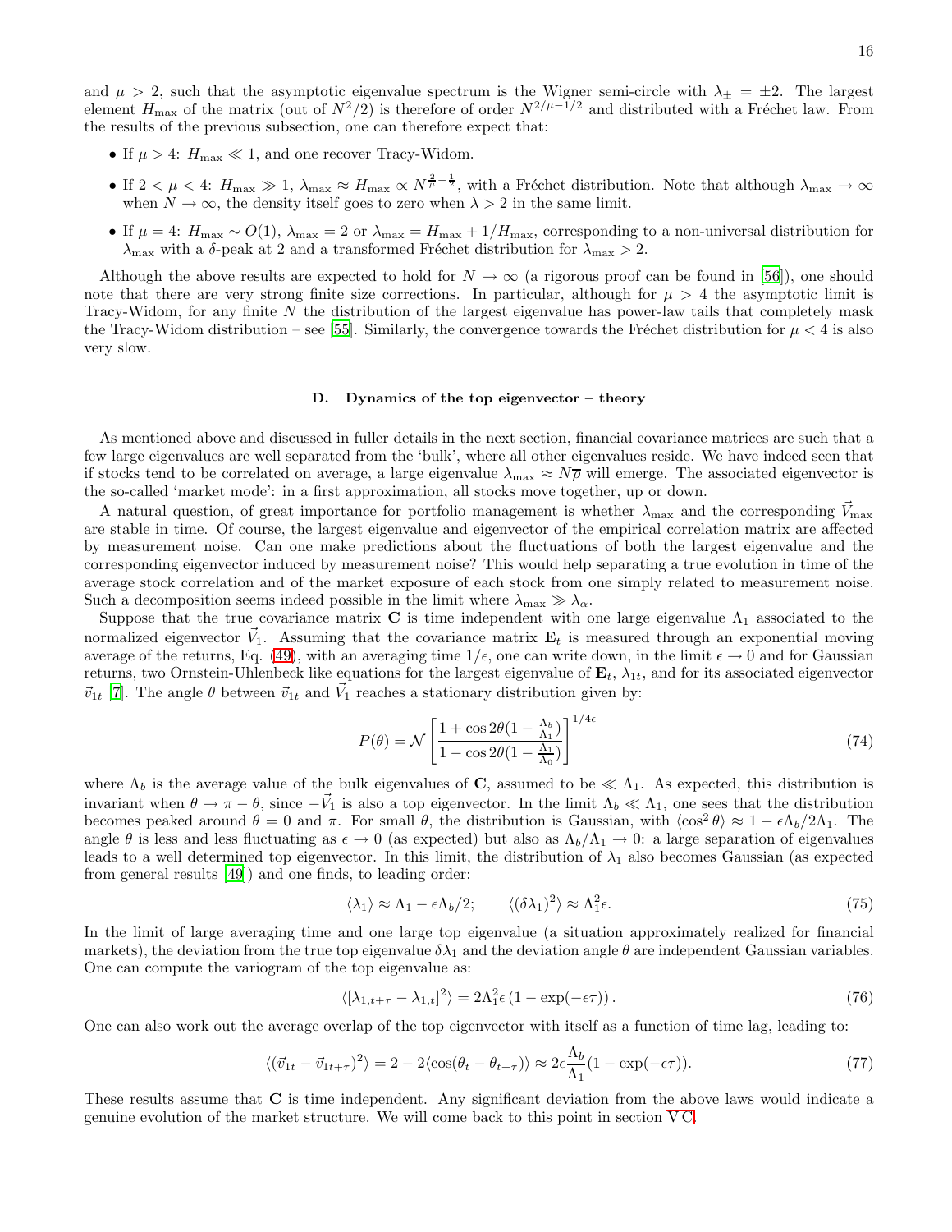and $\mu > 2$, such that the asymptotic eigenvalue spectrum is the Wigner semi-circle with $\lambda_\pm = \pm 2$. The largest element $H_{\max}$ of the matrix (out of $N^2/2$) is therefore of order $N^{2/\mu-1/2}$ and distributed with a Fréchet law. From the results of the previous subsection, one can therefore expect that:

- If $\mu > 4$: $H_{\max} \ll 1$, and one recover Tracy-Widom.
- If $2 < \mu < 4$: $H_{\max} \gg 1$, $\lambda_{\max} \approx H_{\max} \propto N^{\frac{2}{\mu}-\frac{1}{2}}$, with a Fréchet distribution. Note that although $\lambda_{\max} \to \infty$ when $N \to \infty$, the density itself goes to zero when $\lambda > 2$ in the same limit.
- If $\mu = 4$: $H_{\max} \sim O(1)$, $\lambda_{\max} = 2$ or $\lambda_{\max} = H_{\max} + 1/H_{\max}$, corresponding to a non-universal distribution for $\lambda_{\max}$ with a $\delta$-peak at 2 and a transformed Fréchet distribution for $\lambda_{\max} > 2$.

Although the above results are expected to hold for $N \to \infty$ (a rigorous proof can be found in [56]), one should note that there are very strong finite size corrections. In particular, although for $\mu > 4$ the asymptotic limit is Tracy-Widom, for any finite $N$ the distribution of the largest eigenvalue has power-law tails that completely mask the Tracy-Widom distribution – see [55]. Similarly, the convergence towards the Fréchet distribution for $\mu < 4$ is also very slow.

### D. Dynamics of the top eigenvector – theory

As mentioned above and discussed in fuller details in the next section, financial covariance matrices are such that a few large eigenvalues are well separated from the 'bulk', where all other eigenvalues reside. We have indeed seen that if stocks tend to be correlated on average, a large eigenvalue $\lambda_{\max} \approx N\overline{\rho}$ will emerge. The associated eigenvector is the so-called 'market mode': in a first approximation, all stocks move together, up or down.

A natural question, of great importance for portfolio management is whether $\lambda_{\max}$ and the corresponding $\vec{V}_{\max}$ are stable in time. Of course, the largest eigenvalue and eigenvector of the empirical correlation matrix are affected by measurement noise. Can one make predictions about the fluctuations of both the largest eigenvalue and the corresponding eigenvector induced by measurement noise? This would help separating a true evolution in time of the average stock correlation and of the market exposure of each stock from one simply related to measurement noise. Such a decomposition seems indeed possible in the limit where $\lambda_{\max} \gg \lambda_\alpha$.

Suppose that the true covariance matrix $\mathbf{C}$ is time independent with one large eigenvalue $\Lambda_1$ associated to the normalized eigenvector $\vec{V}_1$. Assuming that the covariance matrix $\mathbf{E}_t$ is measured through an exponential moving average of the returns, Eq. (49), with an averaging time $1/\epsilon$, one can write down, in the limit $\epsilon \to 0$ and for Gaussian returns, two Ornstein-Uhlenbeck like equations for the largest eigenvalue of $\mathbf{E}_t$, $\lambda_{1t}$, and for its associated eigenvector $\vec{v}_{1t}$ [7]. The angle $\theta$ between $\vec{v}_{1t}$ and $\vec{V}_1$ reaches a stationary distribution given by:

$$P(\theta) = \mathcal{N}\left[\frac{1+\cos 2\theta(1-\frac{\Lambda_b}{\Lambda_1})}{1-\cos 2\theta(1-\frac{\Lambda_1}{\Lambda_0})}\right]^{1/4\epsilon} \tag{74}$$

where $\Lambda_b$ is the average value of the bulk eigenvalues of $\mathbf{C}$, assumed to be $\ll \Lambda_1$. As expected, this distribution is invariant when $\theta \to \pi - \theta$, since $-\vec{V}_1$ is also a top eigenvector. In the limit $\Lambda_b \ll \Lambda_1$, one sees that the distribution becomes peaked around $\theta = 0$ and $\pi$. For small $\theta$, the distribution is Gaussian, with $\langle \cos^2\theta\rangle \approx 1 - \epsilon\Lambda_b/2\Lambda_1$. The angle $\theta$ is less and less fluctuating as $\epsilon \to 0$ (as expected) but also as $\Lambda_b/\Lambda_1 \to 0$: a large separation of eigenvalues leads to a well determined top eigenvector. In this limit, the distribution of $\lambda_1$ also becomes Gaussian (as expected from general results [49]) and one finds, to leading order:

$$\langle \lambda_1 \rangle \approx \Lambda_1 - \epsilon\Lambda_b/2; \qquad \langle (\delta\lambda_1)^2\rangle \approx \Lambda_1^2\epsilon. \tag{75}$$

In the limit of large averaging time and one large top eigenvalue (a situation approximately realized for financial markets), the deviation from the true top eigenvalue $\delta\lambda_1$ and the deviation angle $\theta$ are independent Gaussian variables. One can compute the variogram of the top eigenvalue as:

$$\langle [\lambda_{1,t+\tau} - \lambda_{1,t}]^2\rangle = 2\Lambda_1^2\epsilon\left(1 - \exp(-\epsilon\tau)\right). \tag{76}$$

One can also work out the average overlap of the top eigenvector with itself as a function of time lag, leading to:

$$\langle (\vec{v}_{1t} - \vec{v}_{1t+\tau})^2\rangle = 2 - 2\langle \cos(\theta_t - \theta_{t+\tau})\rangle \approx 2\epsilon\frac{\Lambda_b}{\Lambda_1}(1-\exp(-\epsilon\tau)). \tag{77}$$

These results assume that $\mathbf{C}$ is time independent. Any significant deviation from the above laws would indicate a genuine evolution of the market structure. We will come back to this point in section V C.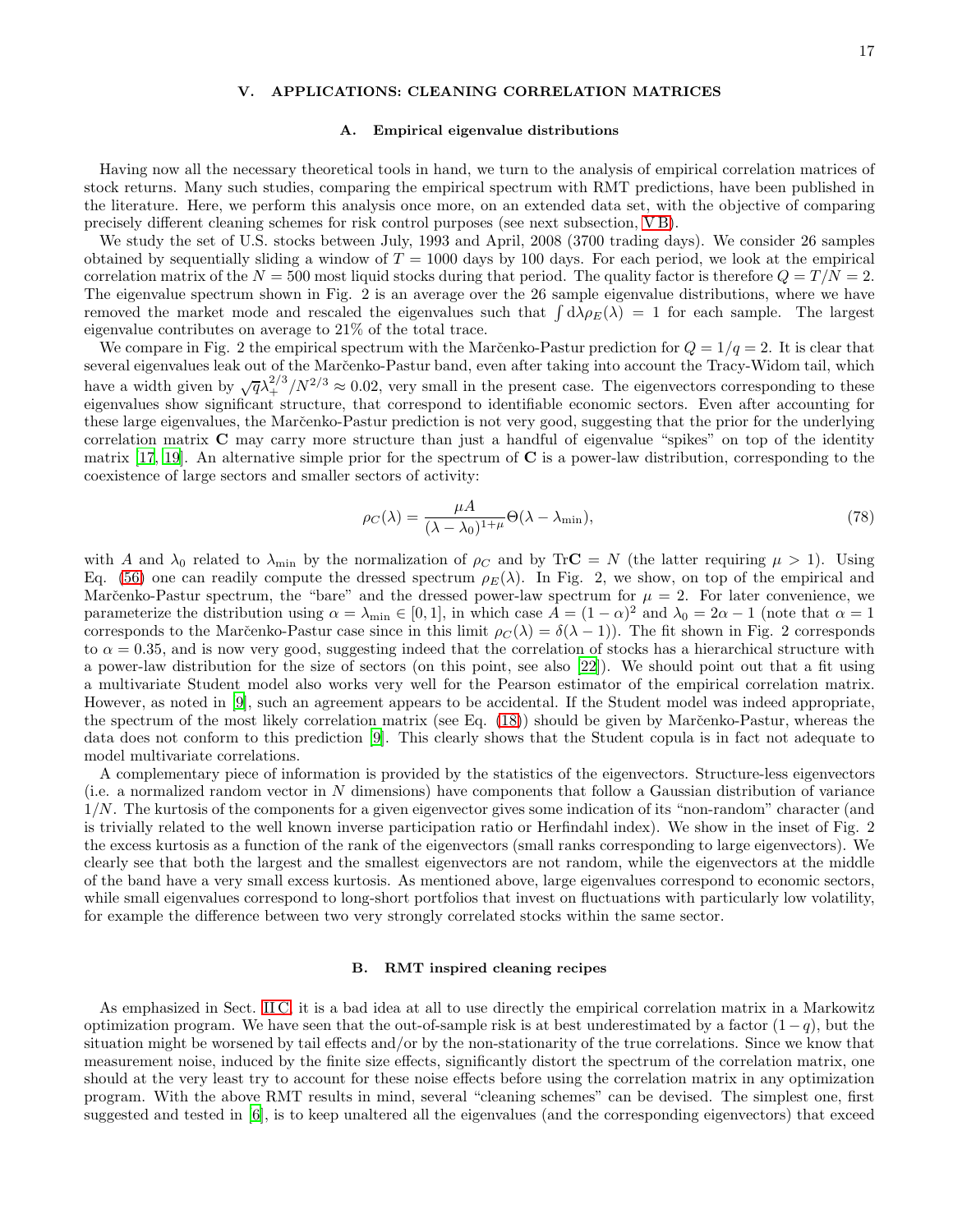## V. APPLICATIONS: CLEANING CORRELATION MATRICES

### A. Empirical eigenvalue distributions

Having now all the necessary theoretical tools in hand, we turn to the analysis of empirical correlation matrices of stock returns. Many such studies, comparing the empirical spectrum with RMT predictions, have been published in the literature. Here, we perform this analysis once more, on an extended data set, with the objective of comparing precisely different cleaning schemes for risk control purposes (see next subsection, V B).

We study the set of U.S. stocks between July, 1993 and April, 2008 (3700 trading days). We consider 26 samples obtained by sequentially sliding a window of $T = 1000$ days by 100 days. For each period, we look at the empirical correlation matrix of the $N = 500$ most liquid stocks during that period. The quality factor is therefore $Q = T/N = 2$. The eigenvalue spectrum shown in Fig. 2 is an average over the 26 sample eigenvalue distributions, where we have removed the market mode and rescaled the eigenvalues such that $\int \mathrm{d}\lambda \rho_E(\lambda) = 1$ for each sample. The largest eigenvalue contributes on average to 21% of the total trace.

We compare in Fig. 2 the empirical spectrum with the Marčenko-Pastur prediction for $Q = 1/q = 2$. It is clear that several eigenvalues leak out of the Marčenko-Pastur band, even after taking into account the Tracy-Widom tail, which have a width given by $\sqrt{q}\lambda_+^{2/3}/N^{2/3} \approx 0.02$, very small in the present case. The eigenvectors corresponding to these eigenvalues show significant structure, that correspond to identifiable economic sectors. Even after accounting for these large eigenvalues, the Marčenko-Pastur prediction is not very good, suggesting that the prior for the underlying correlation matrix $\mathbf{C}$ may carry more structure than just a handful of eigenvalue "spikes" on top of the identity matrix [17, 19]. An alternative simple prior for the spectrum of $\mathbf{C}$ is a power-law distribution, corresponding to the coexistence of large sectors and smaller sectors of activity:

$$\rho_C(\lambda) = \frac{\mu A}{(\lambda - \lambda_0)^{1+\mu}} \Theta(\lambda - \lambda_{\min}), \tag{78}$$

with $A$ and $\lambda_0$ related to $\lambda_{\min}$ by the normalization of $\rho_C$ and by $\mathrm{Tr}\mathbf{C} = N$ (the latter requiring $\mu > 1$). Using Eq. (56) one can readily compute the dressed spectrum $\rho_E(\lambda)$. In Fig. 2, we show, on top of the empirical and Marčenko-Pastur spectrum, the "bare" and the dressed power-law spectrum for $\mu = 2$. For later convenience, we parameterize the distribution using $\alpha = \lambda_{\min} \in [0, 1]$, in which case $A = (1 - \alpha)^2$ and $\lambda_0 = 2\alpha - 1$ (note that $\alpha = 1$ corresponds to the Marčenko-Pastur case since in this limit $\rho_C(\lambda) = \delta(\lambda - 1)$). The fit shown in Fig. 2 corresponds to $\alpha = 0.35$, and is now very good, suggesting indeed that the correlation of stocks has a hierarchical structure with a power-law distribution for the size of sectors (on this point, see also [22]). We should point out that a fit using a multivariate Student model also works very well for the Pearson estimator of the empirical correlation matrix. However, as noted in [9], such an agreement appears to be accidental. If the Student model was indeed appropriate, the spectrum of the most likely correlation matrix (see Eq. (18)) should be given by Marčenko-Pastur, whereas the data does not conform to this prediction [9]. This clearly shows that the Student copula is in fact not adequate to model multivariate correlations.

A complementary piece of information is provided by the statistics of the eigenvectors. Structure-less eigenvectors (i.e. a normalized random vector in $N$ dimensions) have components that follow a Gaussian distribution of variance $1/N$. The kurtosis of the components for a given eigenvector gives some indication of its "non-random" character (and is trivially related to the well known inverse participation ratio or Herfindahl index). We show in the inset of Fig. 2 the excess kurtosis as a function of the rank of the eigenvectors (small ranks corresponding to large eigenvectors). We clearly see that both the largest and the smallest eigenvectors are not random, while the eigenvectors at the middle of the band have a very small excess kurtosis. As mentioned above, large eigenvalues correspond to economic sectors, while small eigenvalues correspond to long-short portfolios that invest on fluctuations with particularly low volatility, for example the difference between two very strongly correlated stocks within the same sector.

### B. RMT inspired cleaning recipes

As emphasized in Sect. II C, it is a bad idea at all to use directly the empirical correlation matrix in a Markowitz optimization program. We have seen that the out-of-sample risk is at best underestimated by a factor $(1 - q)$, but the situation might be worsened by tail effects and/or by the non-stationarity of the true correlations. Since we know that measurement noise, induced by the finite size effects, significantly distort the spectrum of the correlation matrix, one should at the very least try to account for these noise effects before using the correlation matrix in any optimization program. With the above RMT results in mind, several "cleaning schemes" can be devised. The simplest one, first suggested and tested in [6], is to keep unaltered all the eigenvalues (and the corresponding eigenvectors) that exceed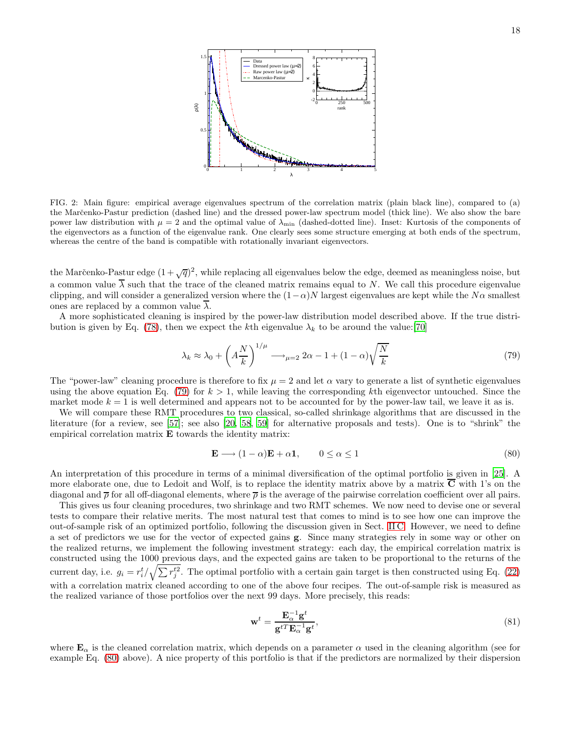FIG. 2: Main figure: empirical average eigenvalues spectrum of the correlation matrix (plain black line), compared to (a) the Marčenko-Pastur prediction (dashed line) and the dressed power-law spectrum model (thick line). We also show the bare power law distribution with $\mu = 2$ and the optimal value of $\lambda_{\min}$ (dashed-dotted line). Inset: Kurtosis of the components of the eigenvectors as a function of the eigenvalue rank. One clearly sees some structure emerging at both ends of the spectrum, whereas the centre of the band is compatible with rotationally invariant eigenvectors.

the Marčenko-Pastur edge $(1+\sqrt{q})^2$, while replacing all eigenvalues below the edge, deemed as meaningless noise, but a common value $\overline{\lambda}$ such that the trace of the cleaned matrix remains equal to $N$. We call this procedure eigenvalue clipping, and will consider a generalized version where the $(1-\alpha)N$ largest eigenvalues are kept while the $N\alpha$ smallest ones are replaced by a common value $\overline{\lambda}$.

A more sophisticated cleaning is inspired by the power-law distribution model described above. If the true distribution is given by Eq. (78), then we expect the $k$th eigenvalue $\lambda_k$ to be around the value:[70]

$$\lambda_k \approx \lambda_0 + \left(A\frac{N}{k}\right)^{1/\mu} \longrightarrow_{\mu=2} 2\alpha - 1 + (1-\alpha)\sqrt{\frac{N}{k}} \tag{79}$$

The "power-law" cleaning procedure is therefore to fix $\mu = 2$ and let $\alpha$ vary to generate a list of synthetic eigenvalues using the above equation Eq. (79) for $k > 1$, while leaving the corresponding $k$th eigenvector untouched. Since the market mode $k = 1$ is well determined and appears not to be accounted for by the power-law tail, we leave it as is.

We will compare these RMT procedures to two classical, so-called shrinkage algorithms that are discussed in the literature (for a review, see [57]; see also [20, 58, 59] for alternative proposals and tests). One is to "shrink" the empirical correlation matrix $\mathbf{E}$ towards the identity matrix:

$$\mathbf{E} \longrightarrow (1-\alpha)\mathbf{E} + \alpha\mathbf{1}, \qquad 0 \leq \alpha \leq 1 \tag{80}$$

An interpretation of this procedure in terms of a minimal diversification of the optimal portfolio is given in [25]. A more elaborate one, due to Ledoit and Wolf, is to replace the identity matrix above by a matrix $\overline{\mathbf{C}}$ with 1's on the diagonal and $\overline{\rho}$ for all off-diagonal elements, where $\overline{\rho}$ is the average of the pairwise correlation coefficient over all pairs.

This gives us four cleaning procedures, two shrinkage and two RMT schemes. We now need to devise one or several tests to compare their relative merits. The most natural test that comes to mind is to see how one can improve the out-of-sample risk of an optimized portfolio, following the discussion given in Sect. II C. However, we need to define a set of predictors we use for the vector of expected gains $\mathbf{g}$. Since many strategies rely in some way or other on the realized returns, we implement the following investment strategy: each day, the empirical correlation matrix is constructed using the 1000 previous days, and the expected gains are taken to be proportional to the returns of the current day, i.e. $g_i = r_i^t/\sqrt{\sum r_j^{t2}}$. The optimal portfolio with a certain gain target is then constructed using Eq. (22) with a correlation matrix cleaned according to one of the above four recipes. The out-of-sample risk is measured as the realized variance of those portfolios over the next 99 days. More precisely, this reads:

$$\mathbf{w}^t = \frac{\mathbf{E}_\alpha^{-1}\mathbf{g}^t}{\mathbf{g}^{tT}\mathbf{E}_\alpha^{-1}\mathbf{g}^t}, \tag{81}$$

where $\mathbf{E}_\alpha$ is the cleaned correlation matrix, which depends on a parameter $\alpha$ used in the cleaning algorithm (see for example Eq. (80) above). A nice property of this portfolio is that if the predictors are normalized by their dispersion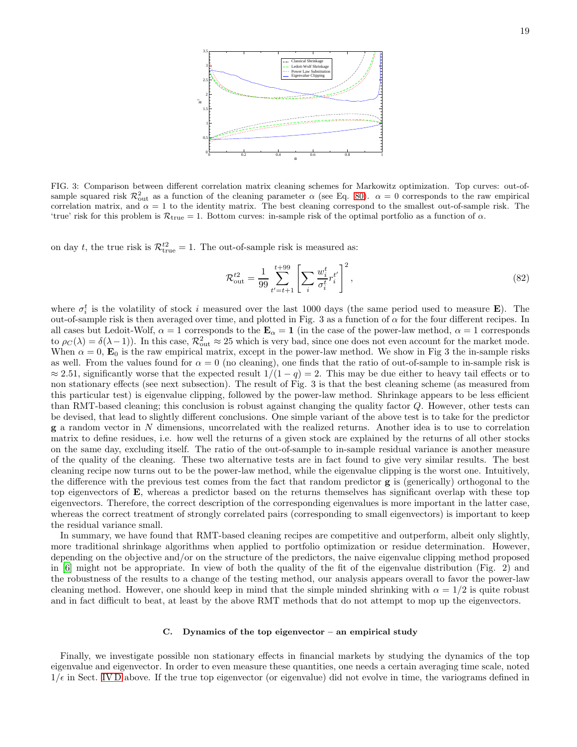FIG. 3: Comparison between different correlation matrix cleaning schemes for Markowitz optimization. Top curves: out-of-sample squared risk $\mathcal{R}^2_{\rm out}$ as a function of the cleaning parameter $\alpha$ (see Eq. 80). $\alpha = 0$ corresponds to the raw empirical correlation matrix, and $\alpha = 1$ to the identity matrix. The best cleaning correspond to the smallest out-of-sample risk. The 'true' risk for this problem is $\mathcal{R}_{\rm true} = 1$. Bottom curves: in-sample risk of the optimal portfolio as a function of $\alpha$.

on day $t$, the true risk is $\mathcal{R}^{t2}_{\rm true} = 1$. The out-of-sample risk is measured as:

$$\mathcal{R}^{t2}_{\rm out} = \frac{1}{99} \sum_{t'=t+1}^{t+99} \left[ \sum_i \frac{w_i^t}{\sigma_i^t} r_i^{t'} \right]^2, \tag{82}$$

where $\sigma_i^t$ is the volatility of stock $i$ measured over the last 1000 days (the same period used to measure $\mathbf{E}$). The out-of-sample risk is then averaged over time, and plotted in Fig. 3 as a function of $\alpha$ for the four different recipes. In all cases but Ledoit-Wolf, $\alpha = 1$ corresponds to the $\mathbf{E}_\alpha = \mathbf{1}$ (in the case of the power-law method, $\alpha = 1$ corresponds to $\rho_C(\lambda) = \delta(\lambda - 1)$). In this case, $\mathcal{R}^2_{\rm out} \approx 25$ which is very bad, since one does not even account for the market mode. When $\alpha = 0$, $\mathbf{E}_0$ is the raw empirical matrix, except in the power-law method. We show in Fig 3 the in-sample risks as well. From the values found for $\alpha = 0$ (no cleaning), one finds that the ratio of out-of-sample to in-sample risk is $\approx 2.51$, significantly worse that the expected result $1/(1-q) = 2$. This may be due either to heavy tail effects or to non stationary effects (see next subsection). The result of Fig. 3 is that the best cleaning scheme (as measured from this particular test) is eigenvalue clipping, followed by the power-law method. Shrinkage appears to be less efficient than RMT-based cleaning; this conclusion is robust against changing the quality factor $Q$. However, other tests can be devised, that lead to slightly different conclusions. One simple variant of the above test is to take for the predictor $\mathbf{g}$ a random vector in $N$ dimensions, uncorrelated with the realized returns. Another idea is to use to correlation matrix to define residues, i.e. how well the returns of a given stock are explained by the returns of all other stocks on the same day, excluding itself. The ratio of the out-of-sample to in-sample residual variance is another measure of the quality of the cleaning. These two alternative tests are in fact found to give very similar results. The best cleaning recipe now turns out to be the power-law method, while the eigenvalue clipping is the worst one. Intuitively, the difference with the previous test comes from the fact that random predictor $\mathbf{g}$ is (generically) orthogonal to the top eigenvectors of $\mathbf{E}$, whereas a predictor based on the returns themselves has significant overlap with these top eigenvectors. Therefore, the correct description of the corresponding eigenvalues is more important in the latter case, whereas the correct treatment of strongly correlated pairs (corresponding to small eigenvectors) is important to keep the residual variance small.

In summary, we have found that RMT-based cleaning recipes are competitive and outperform, albeit only slightly, more traditional shrinkage algorithms when applied to portfolio optimization or residue determination. However, depending on the objective and/or on the structure of the predictors, the naive eigenvalue clipping method proposed in [6] might not be appropriate. In view of both the quality of the fit of the eigenvalue distribution (Fig. 2) and the robustness of the results to a change of the testing method, our analysis appears overall to favor the power-law cleaning method. However, one should keep in mind that the simple minded shrinking with $\alpha = 1/2$ is quite robust and in fact difficult to beat, at least by the above RMT methods that do not attempt to mop up the eigenvectors.

### C. Dynamics of the top eigenvector – an empirical study

Finally, we investigate possible non stationary effects in financial markets by studying the dynamics of the top eigenvalue and eigenvector. In order to even measure these quantities, one needs a certain averaging time scale, noted $1/\epsilon$ in Sect. IV D above. If the true top eigenvector (or eigenvalue) did not evolve in time, the variograms defined in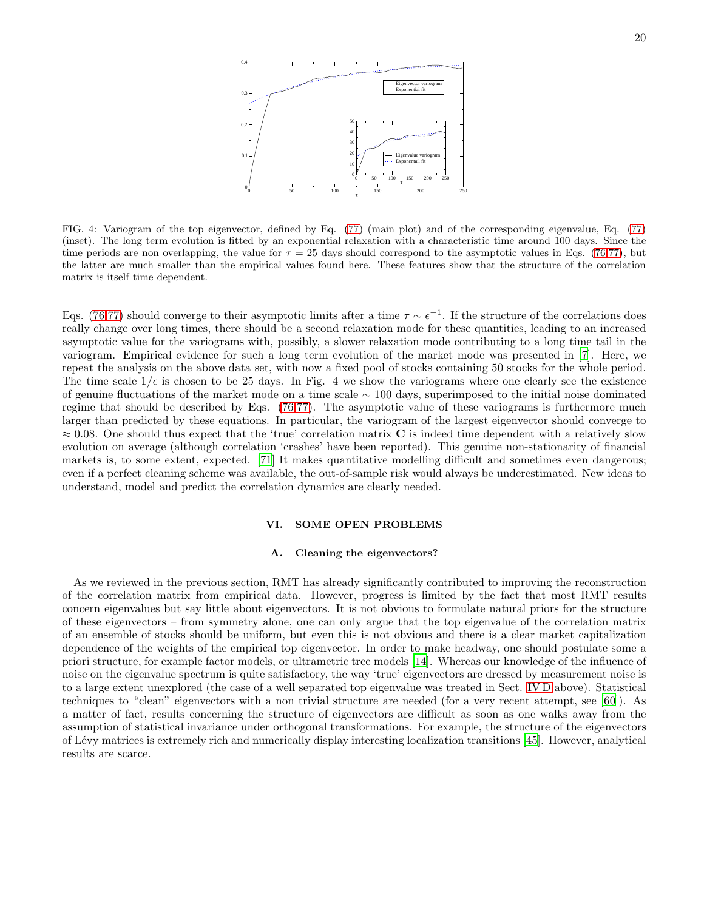FIG. 4: Variogram of the top eigenvector, defined by Eq. (77) (main plot) and of the corresponding eigenvalue, Eq. (77) (inset). The long term evolution is fitted by an exponential relaxation with a characteristic time around 100 days. Since the time periods are non overlapping, the value for $\tau = 25$ days should correspond to the asymptotic values in Eqs. (76,77), but the latter are much smaller than the empirical values found here. These features show that the structure of the correlation matrix is itself time dependent.

Eqs. (76,77) should converge to their asymptotic limits after a time $\tau \sim \epsilon^{-1}$. If the structure of the correlations does really change over long times, there should be a second relaxation mode for these quantities, leading to an increased asymptotic value for the variograms with, possibly, a slower relaxation mode contributing to a long time tail in the variogram. Empirical evidence for such a long term evolution of the market mode was presented in [7]. Here, we repeat the analysis on the above data set, with now a fixed pool of stocks containing 50 stocks for the whole period. The time scale $1/\epsilon$ is chosen to be 25 days. In Fig. 4 we show the variograms where one clearly see the existence of genuine fluctuations of the market mode on a time scale $\sim 100$ days, superimposed to the initial noise dominated regime that should be described by Eqs. (76,77). The asymptotic value of these variograms is furthermore much larger than predicted by these equations. In particular, the variogram of the largest eigenvector should converge to $\approx 0.08$. One should thus expect that the 'true' correlation matrix $\mathbf{C}$ is indeed time dependent with a relatively slow evolution on average (although correlation 'crashes' have been reported). This genuine non-stationarity of financial markets is, to some extent, expected. [71] It makes quantitative modelling difficult and sometimes even dangerous; even if a perfect cleaning scheme was available, the out-of-sample risk would always be underestimated. New ideas to understand, model and predict the correlation dynamics are clearly needed.

## VI. SOME OPEN PROBLEMS

### A. Cleaning the eigenvectors?

As we reviewed in the previous section, RMT has already significantly contributed to improving the reconstruction of the correlation matrix from empirical data. However, progress is limited by the fact that most RMT results concern eigenvalues but say little about eigenvectors. It is not obvious to formulate natural priors for the structure of these eigenvectors – from symmetry alone, one can only argue that the top eigenvalue of the correlation matrix of an ensemble of stocks should be uniform, but even this is not obvious and there is a clear market capitalization dependence of the weights of the empirical top eigenvector. In order to make headway, one should postulate some a priori structure, for example factor models, or ultrametric tree models [14]. Whereas our knowledge of the influence of noise on the eigenvalue spectrum is quite satisfactory, the way 'true' eigenvectors are dressed by measurement noise is to a large extent unexplored (the case of a well separated top eigenvalue was treated in Sect. IV D above). Statistical techniques to "clean" eigenvectors with a non trivial structure are needed (for a very recent attempt, see [60]). As a matter of fact, results concerning the structure of eigenvectors are difficult as soon as one walks away from the assumption of statistical invariance under orthogonal transformations. For example, the structure of the eigenvectors of Lévy matrices is extremely rich and numerically display interesting localization transitions [45]. However, analytical results are scarce.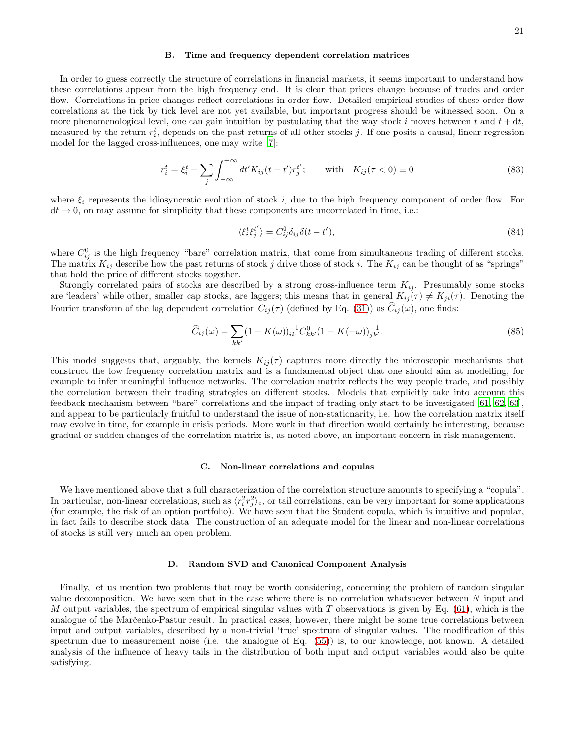### B. Time and frequency dependent correlation matrices

In order to guess correctly the structure of correlations in financial markets, it seems important to understand how these correlations appear from the high frequency end. It is clear that prices change because of trades and order flow. Correlations in price changes reflect correlations in order flow. Detailed empirical studies of these order flow correlations at the tick by tick level are not yet available, but important progress should be witnessed soon. On a more phenomenological level, one can gain intuition by postulating that the way stock $i$ moves between $t$ and $t + \mathrm{d}t$, measured by the return $r_i^t$, depends on the past returns of all other stocks $j$. If one posits a causal, linear regression model for the lagged cross-influences, one may write [7]:

$$r_i^t = \xi_i^t + \sum_j \int_{-\infty}^{+\infty} dt' K_{ij}(t-t') r_j^{t'}; \qquad \text{with} \quad K_{ij}(\tau < 0) \equiv 0 \tag{83}$$

where $\xi_i$ represents the idiosyncratic evolution of stock $i$, due to the high frequency component of order flow. For $\mathrm{d}t \to 0$, on may assume for simplicity that these components are uncorrelated in time, i.e.:

$$\langle \xi_i^t \xi_j^{t'} \rangle = C_{ij}^0 \delta_{ij} \delta(t-t'), \tag{84}$$

where $C_{ij}^0$ is the high frequency "bare" correlation matrix, that come from simultaneous trading of different stocks. The matrix $K_{ij}$ describe how the past returns of stock $j$ drive those of stock $i$. The $K_{ij}$ can be thought of as "springs" that hold the price of different stocks together.

Strongly correlated pairs of stocks are described by a strong cross-influence term $K_{ij}$. Presumably some stocks are 'leaders' while other, smaller cap stocks, are laggers; this means that in general $K_{ij}(\tau) \neq K_{ji}(\tau)$. Denoting the Fourier transform of the lag dependent correlation $C_{ij}(\tau)$ (defined by Eq. (31)) as $\widehat{C}_{ij}(\omega)$, one finds:

$$\widehat{C}_{ij}(\omega) = \sum_{kk'} (1 - K(\omega))_{ik}^{-1} C_{kk'}^0 (1 - K(-\omega))_{jk'}^{-1}. \tag{85}$$

This model suggests that, arguably, the kernels $K_{ij}(\tau)$ captures more directly the microscopic mechanisms that construct the low frequency correlation matrix and is a fundamental object that one should aim at modelling, for example to infer meaningful influence networks. The correlation matrix reflects the way people trade, and possibly the correlation between their trading strategies on different stocks. Models that explicitly take into account this feedback mechanism between "bare" correlations and the impact of trading only start to be investigated [61, 62, 63], and appear to be particularly fruitful to understand the issue of non-stationarity, i.e. how the correlation matrix itself may evolve in time, for example in crisis periods. More work in that direction would certainly be interesting, because gradual or sudden changes of the correlation matrix is, as noted above, an important concern in risk management.

### C. Non-linear correlations and copulas

We have mentioned above that a full characterization of the correlation structure amounts to specifying a "copula". In particular, non-linear correlations, such as $\langle r_i^2 r_j^2 \rangle_c$, or tail correlations, can be very important for some applications (for example, the risk of an option portfolio). We have seen that the Student copula, which is intuitive and popular, in fact fails to describe stock data. The construction of an adequate model for the linear and non-linear correlations of stocks is still very much an open problem.

### D. Random SVD and Canonical Component Analysis

Finally, let us mention two problems that may be worth considering, concerning the problem of random singular value decomposition. We have seen that in the case where there is no correlation whatsoever between $N$ input and $M$ output variables, the spectrum of empirical singular values with $T$ observations is given by Eq. (61), which is the analogue of the Marčenko-Pastur result. In practical cases, however, there might be some true correlations between input and output variables, described by a non-trivial 'true' spectrum of singular values. The modification of this spectrum due to measurement noise (i.e. the analogue of Eq. (55)) is, to our knowledge, not known. A detailed analysis of the influence of heavy tails in the distribution of both input and output variables would also be quite satisfying.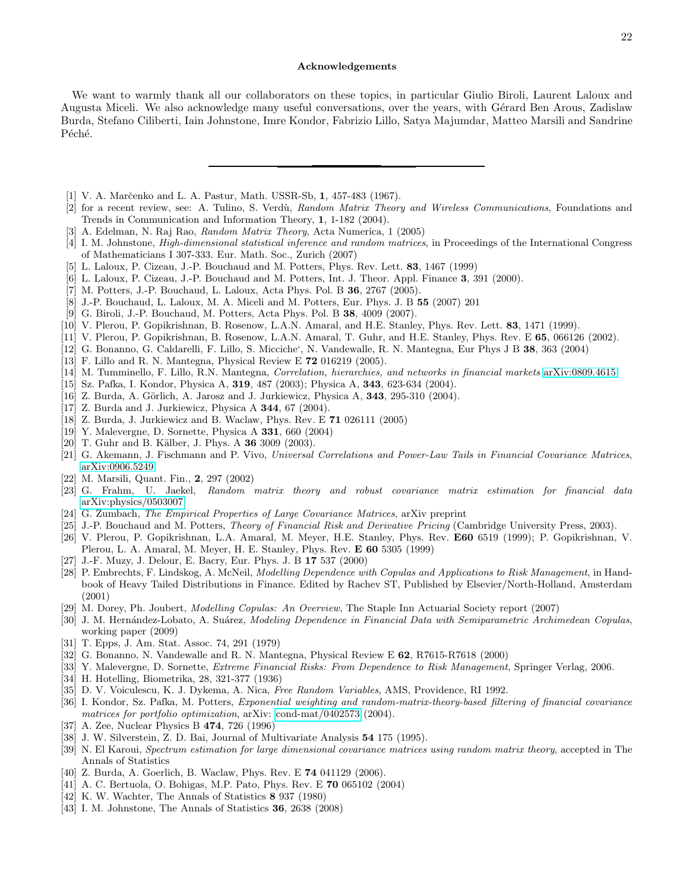### Acknowledgements

We want to warmly thank all our collaborators on these topics, in particular Giulio Biroli, Laurent Laloux and Augusta Miceli. We also acknowledge many useful conversations, over the years, with Gérard Ben Arous, Zadislaw Burda, Stefano Ciliberti, Iain Johnstone, Imre Kondor, Fabrizio Lillo, Satya Majumdar, Matteo Marsili and Sandrine Péché.

---

[1] V. A. Marčenko and L. A. Pastur, Math. USSR-Sb, **1**, 457-483 (1967).
[2] for a recent review, see: A. Tulino, S. Verdù, *Random Matrix Theory and Wireless Communications*, Foundations and Trends in Communication and Information Theory, **1**, 1-182 (2004).
[3] A. Edelman, N. Raj Rao, *Random Matrix Theory*, Acta Numerica, 1 (2005)
[4] I. M. Johnstone, *High-dimensional statistical inference and random matrices*, in Proceedings of the International Congress of Mathematicians I 307-333. Eur. Math. Soc., Zurich (2007)
[5] L. Laloux, P. Cizeau, J.-P. Bouchaud and M. Potters, Phys. Rev. Lett. **83**, 1467 (1999)
[6] L. Laloux, P. Cizeau, J.-P. Bouchaud and M. Potters, Int. J. Theor. Appl. Finance **3**, 391 (2000).
[7] M. Potters, J.-P. Bouchaud, L. Laloux, Acta Phys. Pol. B **36**, 2767 (2005).
[8] J.-P. Bouchaud, L. Laloux, M. A. Miceli and M. Potters, Eur. Phys. J. B **55** (2007) 201
[9] G. Biroli, J.-P. Bouchaud, M. Potters, Acta Phys. Pol. B **38**, 4009 (2007).
[10] V. Plerou, P. Gopikrishnan, B. Rosenow, L.A.N. Amaral, and H.E. Stanley, Phys. Rev. Lett. **83**, 1471 (1999).
[11] V. Plerou, P. Gopikrishnan, B. Rosenow, L.A.N. Amaral, T. Guhr, and H.E. Stanley, Phys. Rev. E **65**, 066126 (2002).
[12] G. Bonanno, G. Caldarelli, F. Lillo, S. Micciche', N. Vandewalle, R. N. Mantegna, Eur Phys J B **38**, 363 (2004)
[13] F. Lillo and R. N. Mantegna, Physical Review E **72** 016219 (2005).
[14] M. Tumminello, F. Lillo, R.N. Mantegna, *Correlation, hierarchies, and networks in financial markets* arXiv:0809.4615
[15] Sz. Pafka, I. Kondor, Physica A, **319**, 487 (2003); Physica A, **343**, 623-634 (2004).
[16] Z. Burda, A. Görlich, A. Jarosz and J. Jurkiewicz, Physica A, **343**, 295-310 (2004).
[17] Z. Burda and J. Jurkiewicz, Physica A **344**, 67 (2004).
[18] Z. Burda, J. Jurkiewicz and B. Waclaw, Phys. Rev. E **71** 026111 (2005)
[19] Y. Malevergne, D. Sornette, Physica A **331**, 660 (2004)
[20] T. Guhr and B. Kälber, J. Phys. A **36** 3009 (2003).
[21] G. Akemann, J. Fischmann and P. Vivo, *Universal Correlations and Power-Law Tails in Financial Covariance Matrices*, arXiv:0906.5249
[22] M. Marsili, Quant. Fin., **2**, 297 (2002)
[23] G. Frahm, U. Jaekel, *Random matrix theory and robust covariance matrix estimation for financial data* arXiv:physics/0503007
[24] G. Zumbach, *The Empirical Properties of Large Covariance Matrices*, arXiv preprint
[25] J.-P. Bouchaud and M. Potters, *Theory of Financial Risk and Derivative Pricing* (Cambridge University Press, 2003).
[26] V. Plerou, P. Gopikrishnan, L.A. Amaral, M. Meyer, H.E. Stanley, Phys. Rev. **E60** 6519 (1999); P. Gopikrishnan, V. Plerou, L. A. Amaral, M. Meyer, H. E. Stanley, Phys. Rev. **E 60** 5305 (1999)
[27] J.-F. Muzy, J. Delour, E. Bacry, Eur. Phys. J. B **17** 537 (2000)
[28] P. Embrechts, F. Lindskog, A. McNeil, *Modelling Dependence with Copulas and Applications to Risk Management*, in Handbook of Heavy Tailed Distributions in Finance. Edited by Rachev ST, Published by Elsevier/North-Holland, Amsterdam (2001)
[29] M. Dorey, Ph. Joubert, *Modelling Copulas: An Overview*, The Staple Inn Actuarial Society report (2007)
[30] J. M. Hernández-Lobato, A. Suárez, *Modeling Dependence in Financial Data with Semiparametric Archimedean Copulas*, working paper (2009)
[31] T. Epps, J. Am. Stat. Assoc. 74, 291 (1979)
[32] G. Bonanno, N. Vandewalle and R. N. Mantegna, Physical Review E **62**, R7615-R7618 (2000)
[33] Y. Malevergne, D. Sornette, *Extreme Financial Risks: From Dependence to Risk Management*, Springer Verlag, 2006.
[34] H. Hotelling, Biometrika, 28, 321-377 (1936)
[35] D. V. Voiculescu, K. J. Dykema, A. Nica, *Free Random Variables*, AMS, Providence, RI 1992.
[36] I. Kondor, Sz. Pafka, M. Potters, *Exponential weighting and random-matrix-theory-based filtering of financial covariance matrices for portfolio optimization*, arXiv: cond-mat/0402573 (2004).
[37] A. Zee, Nuclear Physics B **474**, 726 (1996)
[38] J. W. Silverstein, Z. D. Bai, Journal of Multivariate Analysis **54** 175 (1995).
[39] N. El Karoui, *Spectrum estimation for large dimensional covariance matrices using random matrix theory*, accepted in The Annals of Statistics
[40] Z. Burda, A. Goerlich, B. Waclaw, Phys. Rev. E **74** 041129 (2006).
[41] A. C. Bertuola, O. Bohigas, M.P. Pato, Phys. Rev. E **70** 065102 (2004)
[42] K. W. Wachter, The Annals of Statistics **8** 937 (1980)
[43] I. M. Johnstone, The Annals of Statistics **36**, 2638 (2008)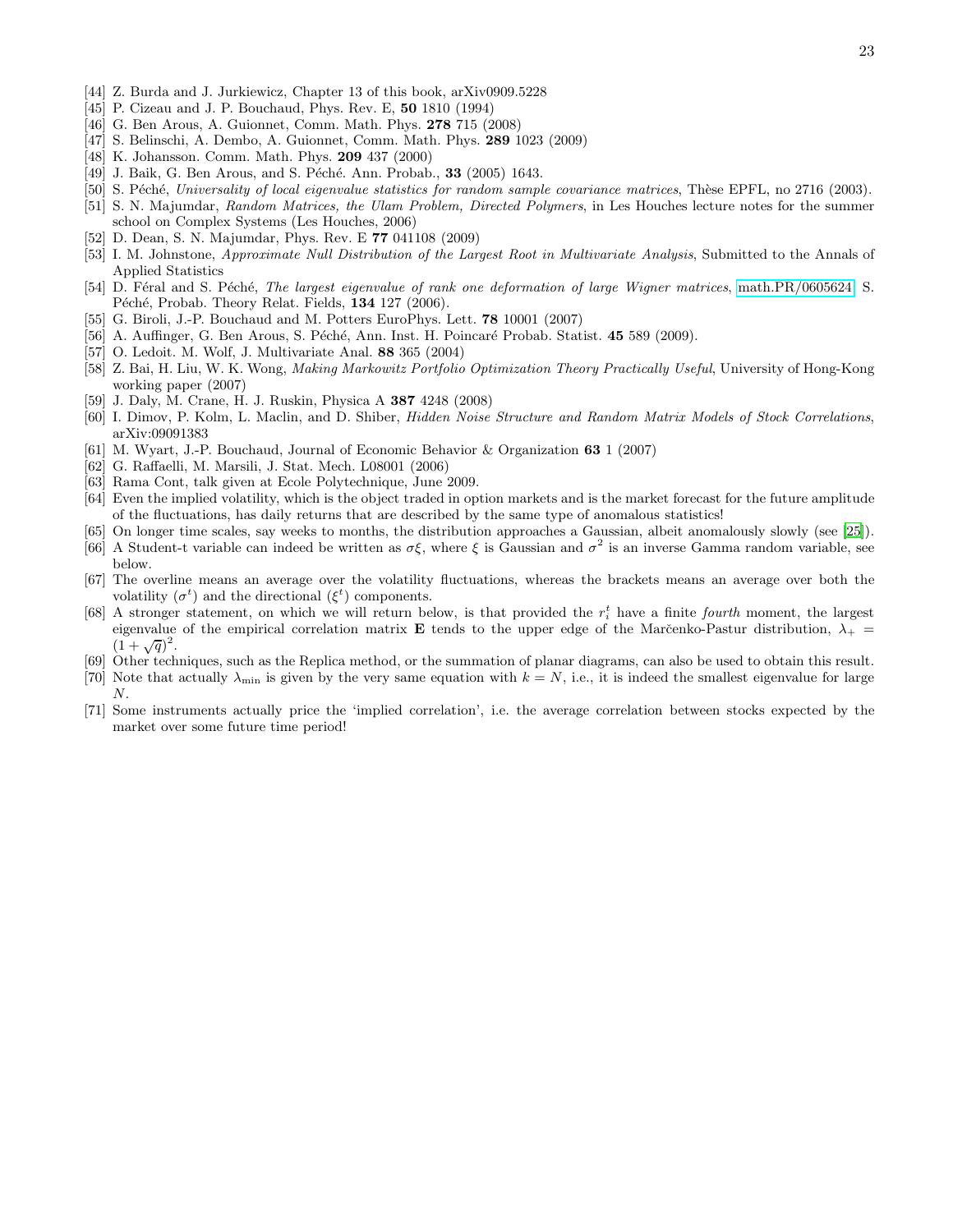[44] Z. Burda and J. Jurkiewicz, Chapter 13 of this book, arXiv0909.5228

[45] P. Cizeau and J. P. Bouchaud, Phys. Rev. E, **50** 1810 (1994)

[46] G. Ben Arous, A. Guionnet, Comm. Math. Phys. **278** 715 (2008)

[47] S. Belinschi, A. Dembo, A. Guionnet, Comm. Math. Phys. **289** 1023 (2009)

[48] K. Johansson. Comm. Math. Phys. **209** 437 (2000)

[49] J. Baik, G. Ben Arous, and S. Péché. Ann. Probab., **33** (2005) 1643.

[50] S. Péché, *Universality of local eigenvalue statistics for random sample covariance matrices*, Thèse EPFL, no 2716 (2003).

[51] S. N. Majumdar, *Random Matrices, the Ulam Problem, Directed Polymers*, in Les Houches lecture notes for the summer school on Complex Systems (Les Houches, 2006)

[52] D. Dean, S. N. Majumdar, Phys. Rev. E **77** 041108 (2009)

[53] I. M. Johnstone, *Approximate Null Distribution of the Largest Root in Multivariate Analysis*, Submitted to the Annals of Applied Statistics

[54] D. Féral and S. Péché, *The largest eigenvalue of rank one deformation of large Wigner matrices*, math.PR/0605624; S. Péché, Probab. Theory Relat. Fields, **134** 127 (2006).

[55] G. Biroli, J.-P. Bouchaud and M. Potters EuroPhys. Lett. **78** 10001 (2007)

[56] A. Auffinger, G. Ben Arous, S. Péché, Ann. Inst. H. Poincaré Probab. Statist. **45** 589 (2009).

[57] O. Ledoit. M. Wolf, J. Multivariate Anal. **88** 365 (2004)

[58] Z. Bai, H. Liu, W. K. Wong, *Making Markowitz Portfolio Optimization Theory Practically Useful*, University of Hong-Kong working paper (2007)

[59] J. Daly, M. Crane, H. J. Ruskin, Physica A **387** 4248 (2008)

[60] I. Dimov, P. Kolm, L. Maclin, and D. Shiber, *Hidden Noise Structure and Random Matrix Models of Stock Correlations*, arXiv:09091383

[61] M. Wyart, J.-P. Bouchaud, Journal of Economic Behavior & Organization **63** 1 (2007)

[62] G. Raffaelli, M. Marsili, J. Stat. Mech. L08001 (2006)

[63] Rama Cont, talk given at Ecole Polytechnique, June 2009.

[64] Even the implied volatility, which is the object traded in option markets and is the market forecast for the future amplitude of the fluctuations, has daily returns that are described by the same type of anomalous statistics!

[65] On longer time scales, say weeks to months, the distribution approaches a Gaussian, albeit anomalously slowly (see [25]).

[66] A Student-t variable can indeed be written as $\sigma\xi$, where $\xi$ is Gaussian and $\sigma^2$ is an inverse Gamma random variable, see below.

[67] The overline means an average over the volatility fluctuations, whereas the brackets means an average over both the volatility ($\sigma^t$) and the directional ($\xi^t$) components.

[68] A stronger statement, on which we will return below, is that provided the $r_i^t$ have a finite *fourth* moment, the largest eigenvalue of the empirical correlation matrix $\mathbf{E}$ tends to the upper edge of the Marčenko-Pastur distribution, $\lambda_+ = (1+\sqrt{q})^2$.

[69] Other techniques, such as the Replica method, or the summation of planar diagrams, can also be used to obtain this result.

[70] Note that actually $\lambda_{\min}$ is given by the very same equation with $k = N$, i.e., it is indeed the smallest eigenvalue for large $N$.

[71] Some instruments actually price the 'implied correlation', i.e. the average correlation between stocks expected by the market over some future time period!